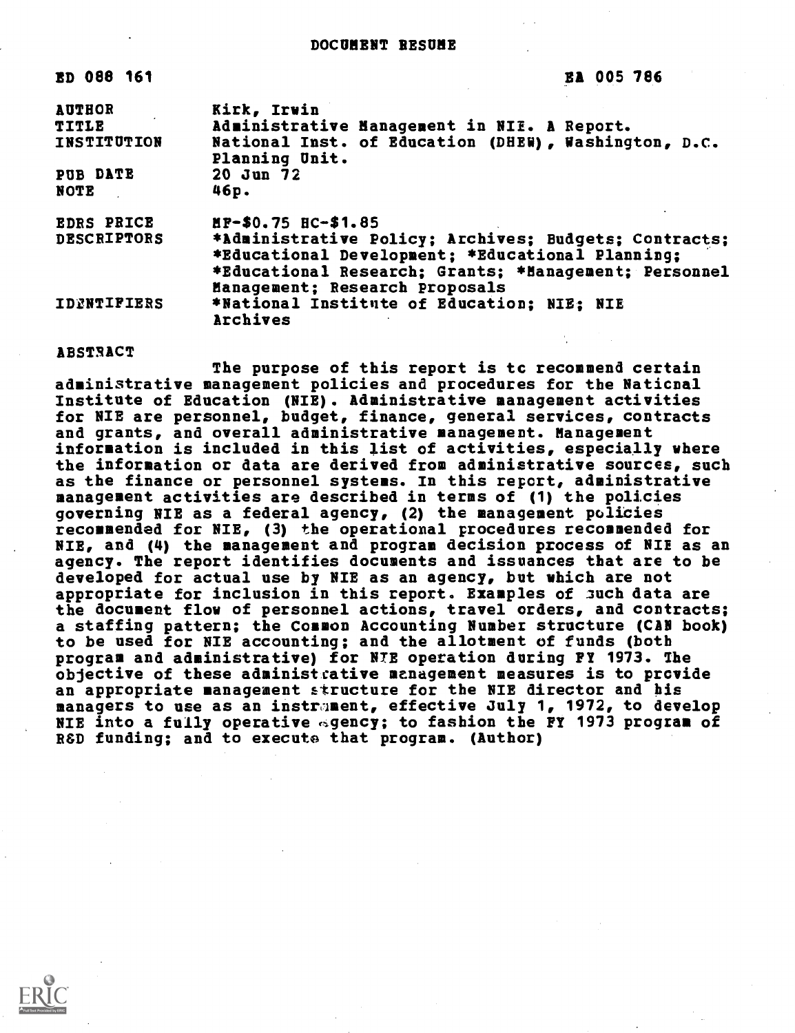DOCUMENT RESUME

| | |
|---|---|
| ED 088 161 | EA 005 786 |
| AUTHOR | Kirk, Irwin |
| TITLE | Administrative Management in NIE. A Report. |
| INSTITUTION | National Inst. of Education (DHEW), Washington, D.C. Planning Unit. |
| PUB DATE | 20 Jun 72 |
| NOTE | 46p. |
| EDRS PRICE | MF-$0.75 HC-$1.85 |
| DESCRIPTORS | *Administrative Policy; Archives; Budgets; Contracts; *Educational Development; *Educational Planning; *Educational Research; Grants; *Management; Personnel Management; Research Proposals |
| IDENTIFIERS | *National Institute of Education; NIE; NIE Archives |

ABSTRACT

The purpose of this report is to recommend certain administrative management policies and procedures for the National Institute of Education (NIE). Administrative management activities for NIE are personnel, budget, finance, general services, contracts and grants, and overall administrative management. Management information is included in this list of activities, especially where the information or data are derived from administrative sources, such as the finance or personnel systems. In this report, administrative management activities are described in terms of (1) the policies governing NIE as a federal agency, (2) the management policies recommended for NIE, (3) the operational procedures recommended for NIE, and (4) the management and program decision process of NIE as an agency. The report identifies documents and issuances that are to be developed for actual use by NIE as an agency, but which are not appropriate for inclusion in this report. Examples of such data are the document flow of personnel actions, travel orders, and contracts; a staffing pattern; the Common Accounting Number structure (CAN book) to be used for NIE accounting; and the allotment of funds (both program and administrative) for NIE operation during FY 1973. The objective of these administrative management measures is to provide an appropriate management structure for the NIE director and his managers to use as an instrument, effective July 1, 1972, to develop NIE into a fully operative agency; to fashion the FY 1973 program of R&D funding; and to execute that program. (Author)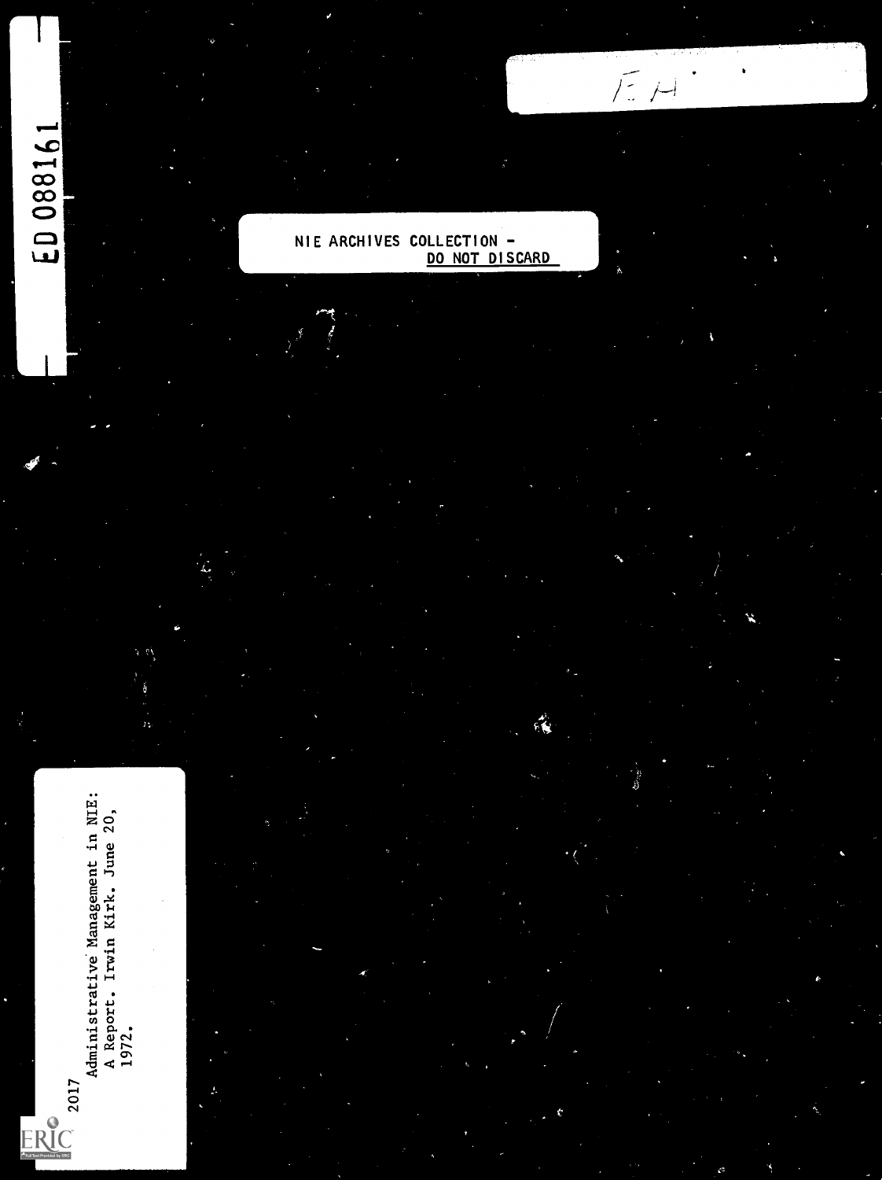ED 088161

EH

NIE ARCHIVES COLLECTION -
DO NOT DISCARD

2017
Administrative Management in NIE:
A Report. Irwin Kirk. June 20,
1972.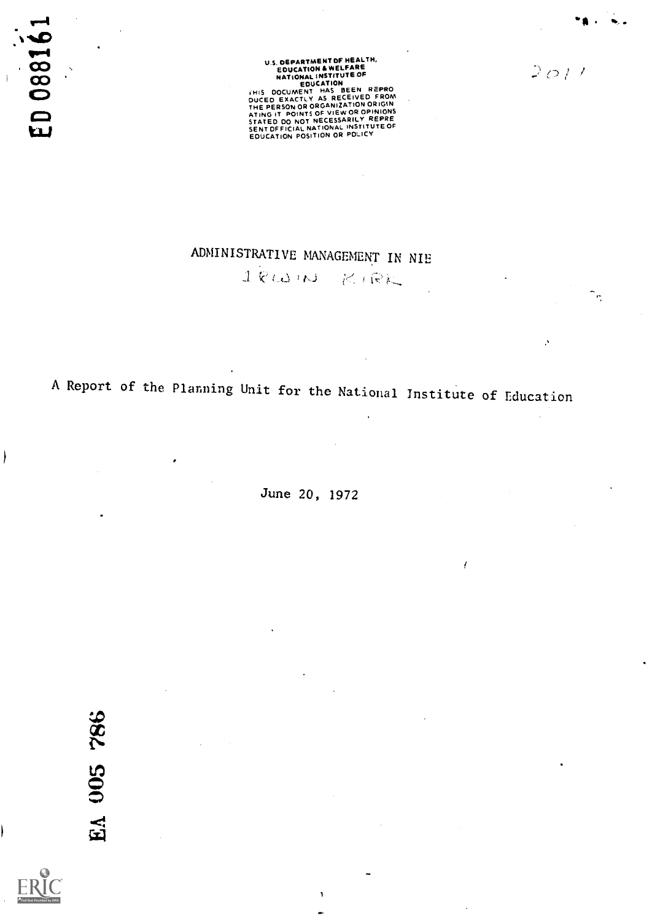ED 088161

U.S. DEPARTMENT OF HEALTH, EDUCATION & WELFARE
NATIONAL INSTITUTE OF EDUCATION
THIS DOCUMENT HAS BEEN REPRODUCED EXACTLY AS RECEIVED FROM THE PERSON OR ORGANIZATION ORIGINATING IT. POINTS OF VIEW OR OPINIONS STATED DO NOT NECESSARILY REPRESENT OFFICIAL NATIONAL INSTITUTE OF EDUCATION POSITION OR POLICY

2011

# ADMINISTRATIVE MANAGEMENT IN NIE

IRWIN KIRK

A Report of the Planning Unit for the National Institute of Education

June 20, 1972

EA 005 786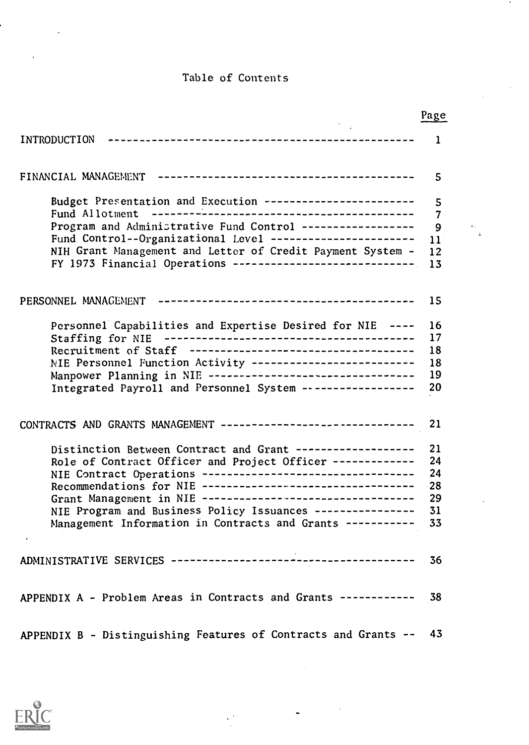# Table of Contents

| | Page |
|---|---|
| INTRODUCTION | 1 |
| FINANCIAL MANAGEMENT | 5 |
| Budget Presentation and Execution | 5 |
| Fund Allotment | 7 |
| Program and Administrative Fund Control | 9 |
| Fund Control--Organizational Level | 11 |
| NIH Grant Management and Letter of Credit Payment System | 12 |
| FY 1973 Financial Operations | 13 |
| PERSONNEL MANAGEMENT | 15 |
| Personnel Capabilities and Expertise Desired for NIE | 16 |
| Staffing for NIE | 17 |
| Recruitment of Staff | 18 |
| NIE Personnel Function Activity | 18 |
| Manpower Planning in NIE | 19 |
| Integrated Payroll and Personnel System | 20 |
| CONTRACTS AND GRANTS MANAGEMENT | 21 |
| Distinction Between Contract and Grant | 21 |
| Role of Contract Officer and Project Officer | 24 |
| NIE Contract Operations | 24 |
| Recommendations for NIE | 28 |
| Grant Management in NIE | 29 |
| NIE Program and Business Policy Issuances | 31 |
| Management Information in Contracts and Grants | 33 |
| ADMINISTRATIVE SERVICES | 36 |
| APPENDIX A - Problem Areas in Contracts and Grants | 38 |
| APPENDIX B - Distinguishing Features of Contracts and Grants | 43 |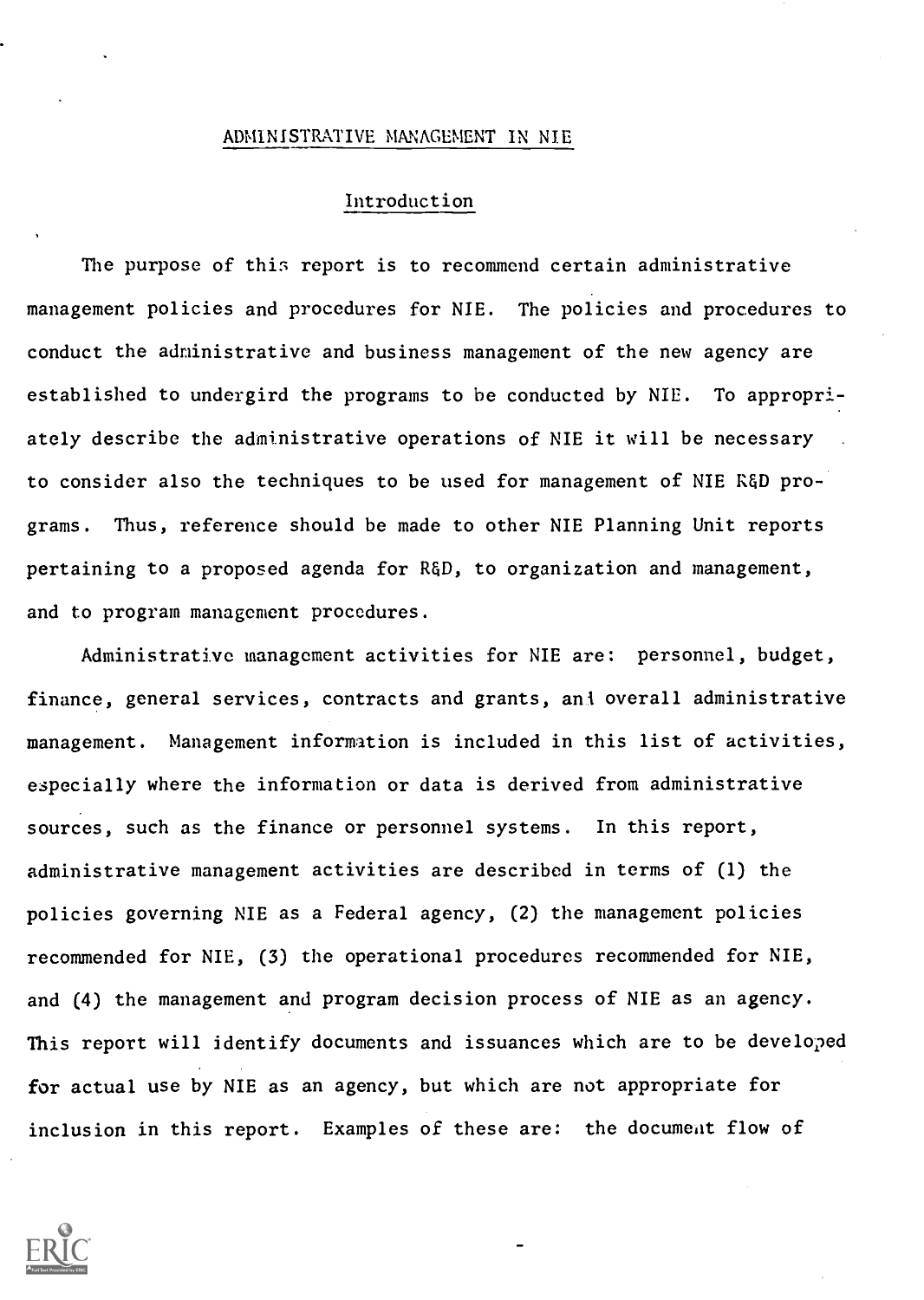## ADMINISTRATIVE MANAGEMENT IN NIE

### Introduction

The purpose of this report is to recommend certain administrative management policies and procedures for NIE. The policies and procedures to conduct the administrative and business management of the new agency are established to undergird the programs to be conducted by NIE. To appropriately describe the administrative operations of NIE it will be necessary to consider also the techniques to be used for management of NIE R&D programs. Thus, reference should be made to other NIE Planning Unit reports pertaining to a proposed agenda for R&D, to organization and management, and to program management procedures.

Administrative management activities for NIE are: personnel, budget, finance, general services, contracts and grants, and overall administrative management. Management information is included in this list of activities, especially where the information or data is derived from administrative sources, such as the finance or personnel systems. In this report, administrative management activities are described in terms of (1) the policies governing NIE as a Federal agency, (2) the management policies recommended for NIE, (3) the operational procedures recommended for NIE, and (4) the management and program decision process of NIE as an agency. This report will identify documents and issuances which are to be developed for actual use by NIE as an agency, but which are not appropriate for inclusion in this report. Examples of these are: the document flow of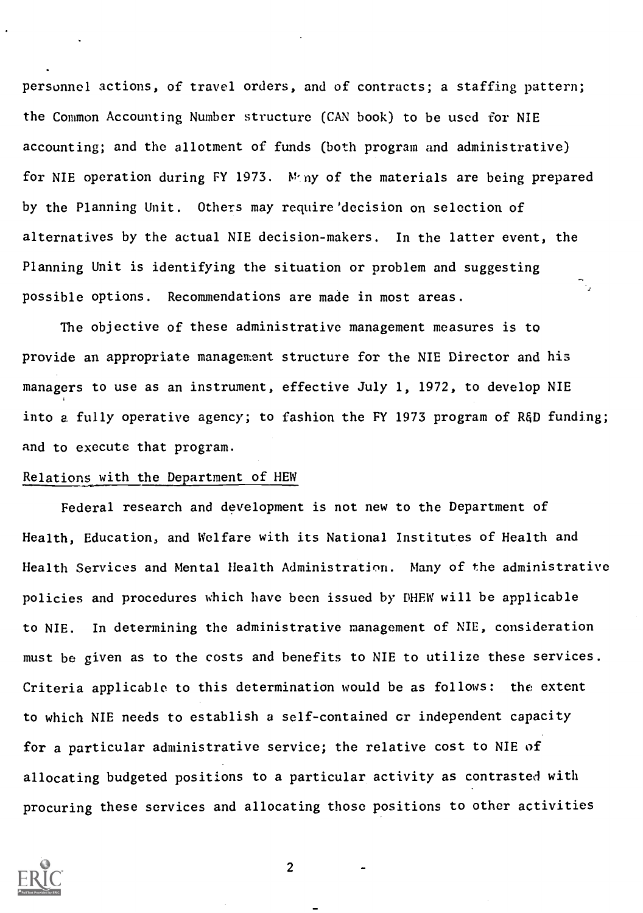personnel actions, of travel orders, and of contracts; a staffing pattern; the Common Accounting Number structure (CAN book) to be used for NIE accounting; and the allotment of funds (both program and administrative) for NIE operation during FY 1973. Many of the materials are being prepared by the Planning Unit. Others may require decision on selection of alternatives by the actual NIE decision-makers. In the latter event, the Planning Unit is identifying the situation or problem and suggesting possible options. Recommendations are made in most areas.

The objective of these administrative management measures is to provide an appropriate management structure for the NIE Director and his managers to use as an instrument, effective July 1, 1972, to develop NIE into a fully operative agency; to fashion the FY 1973 program of R&D funding; and to execute that program.

## Relations with the Department of HEW

Federal research and development is not new to the Department of Health, Education, and Welfare with its National Institutes of Health and Health Services and Mental Health Administration. Many of the administrative policies and procedures which have been issued by DHEW will be applicable to NIE. In determining the administrative management of NIE, consideration must be given as to the costs and benefits to NIE to utilize these services. Criteria applicable to this determination would be as follows: the extent to which NIE needs to establish a self-contained or independent capacity for a particular administrative service; the relative cost to NIE of allocating budgeted positions to a particular activity as contrasted with procuring these services and allocating those positions to other activities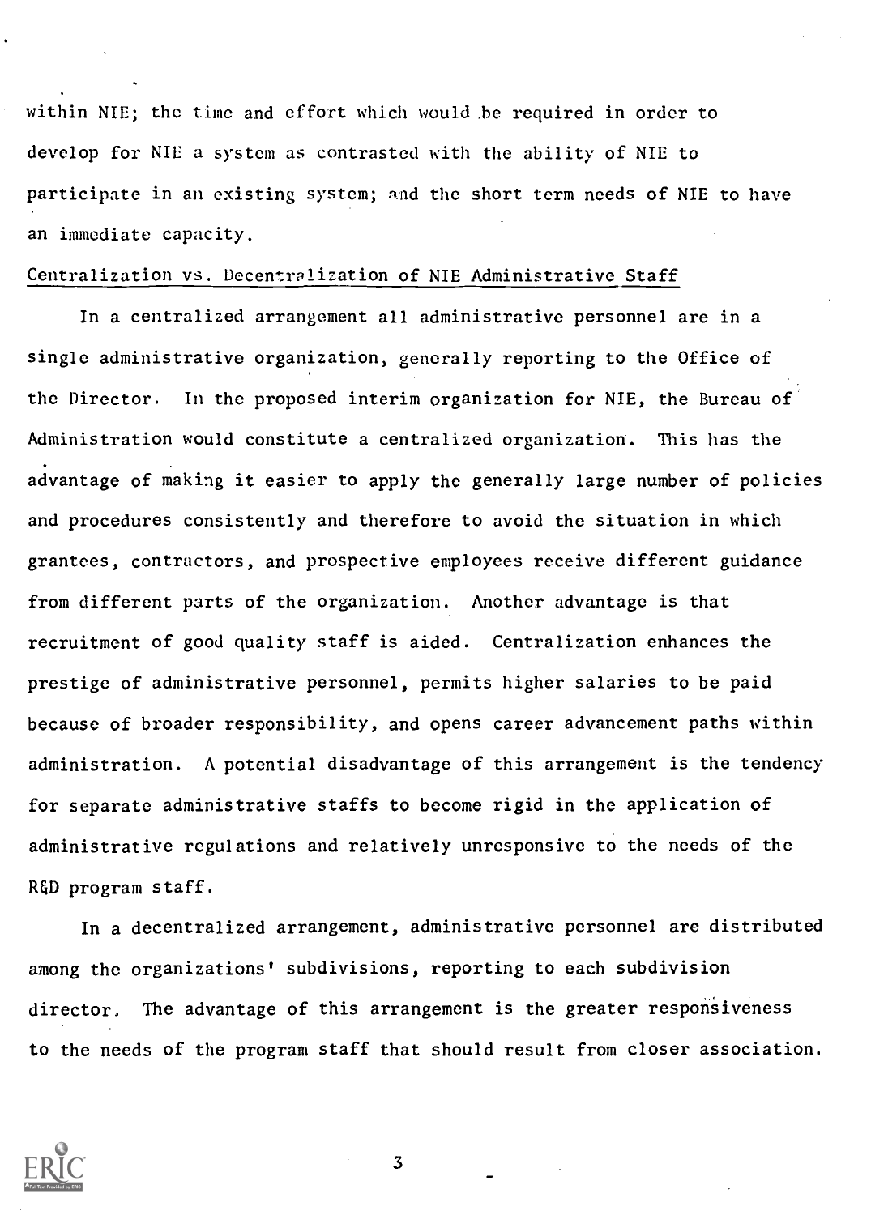within NIE; the time and effort which would be required in order to develop for NIE a system as contrasted with the ability of NIE to participate in an existing system; and the short term needs of NIE to have an immediate capacity.

Centralization vs. Decentralization of NIE Administrative Staff

In a centralized arrangement all administrative personnel are in a single administrative organization, generally reporting to the Office of the Director. In the proposed interim organization for NIE, the Bureau of Administration would constitute a centralized organization. This has the advantage of making it easier to apply the generally large number of policies and procedures consistently and therefore to avoid the situation in which grantees, contractors, and prospective employees receive different guidance from different parts of the organization. Another advantage is that recruitment of good quality staff is aided. Centralization enhances the prestige of administrative personnel, permits higher salaries to be paid because of broader responsibility, and opens career advancement paths within administration. A potential disadvantage of this arrangement is the tendency for separate administrative staffs to become rigid in the application of administrative regulations and relatively unresponsive to the needs of the R&D program staff.

In a decentralized arrangement, administrative personnel are distributed among the organizations' subdivisions, reporting to each subdivision director. The advantage of this arrangement is the greater responsiveness to the needs of the program staff that should result from closer association.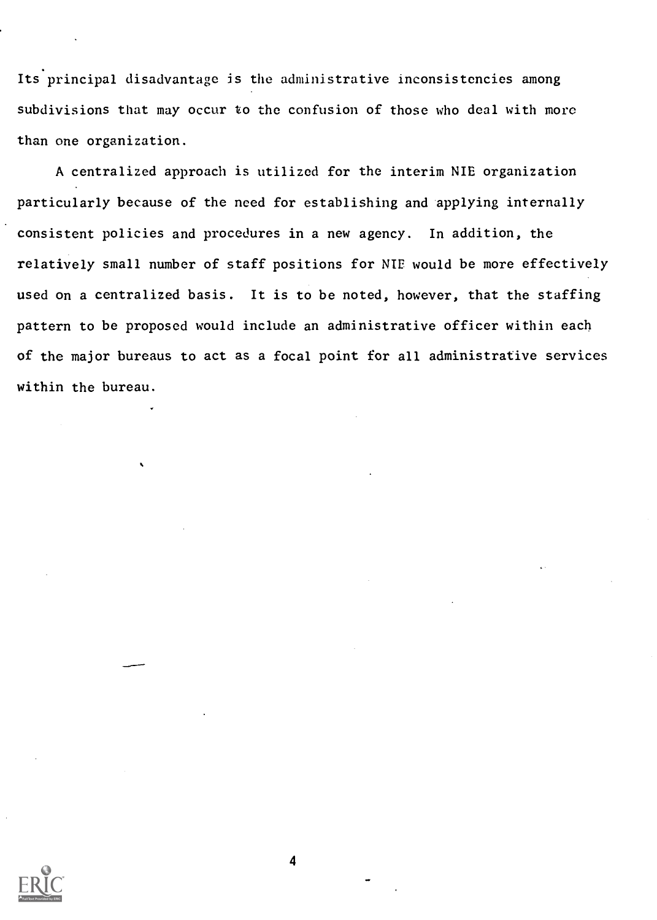Its principal disadvantage is the administrative inconsistencies among subdivisions that may occur to the confusion of those who deal with more than one organization.

A centralized approach is utilized for the interim NIE organization particularly because of the need for establishing and applying internally consistent policies and procedures in a new agency. In addition, the relatively small number of staff positions for NIE would be more effectively used on a centralized basis. It is to be noted, however, that the staffing pattern to be proposed would include an administrative officer within each of the major bureaus to act as a focal point for all administrative services within the bureau.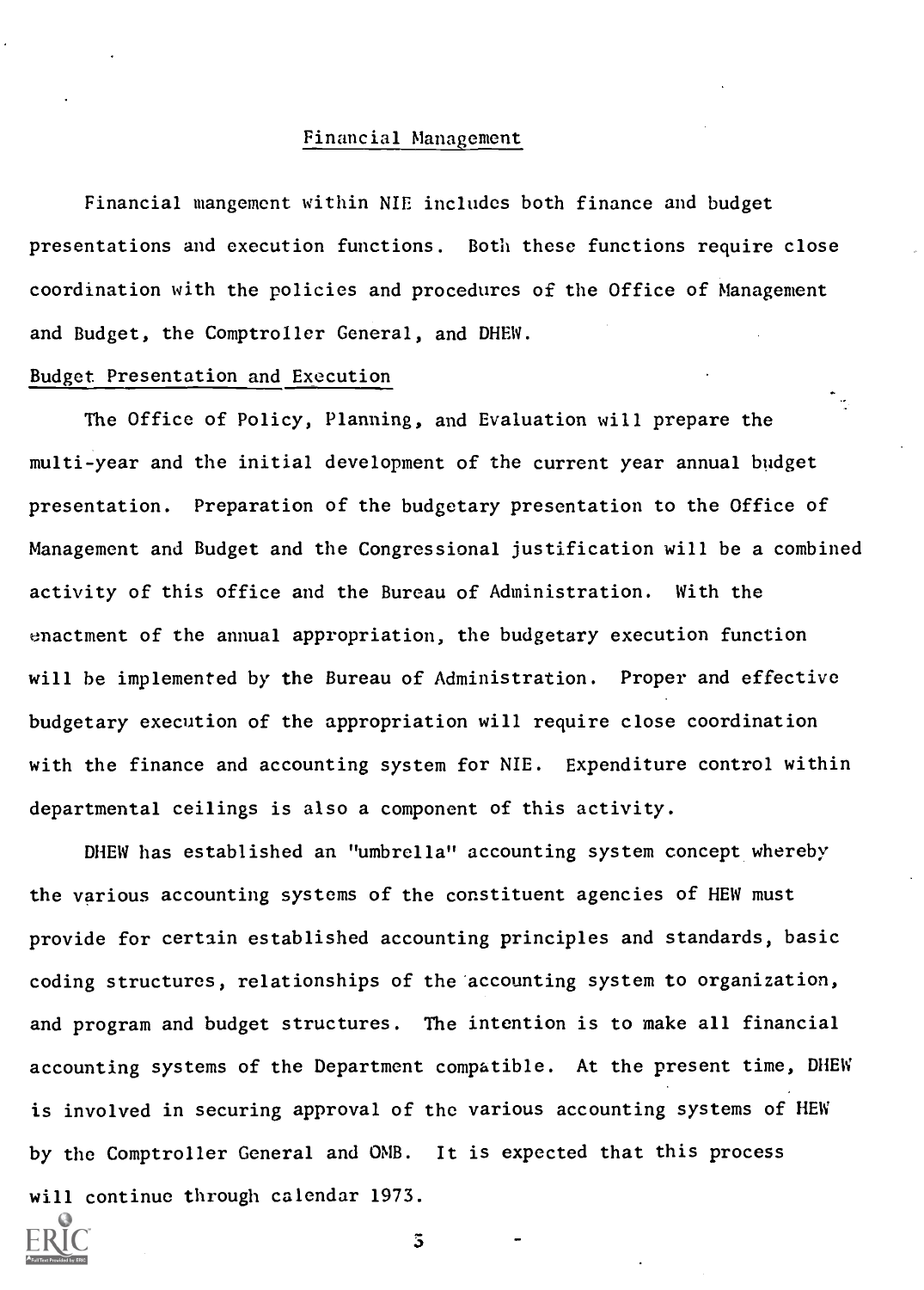## Financial Management

Financial mangement within NIE includes both finance and budget presentations and execution functions. Both these functions require close coordination with the policies and procedures of the Office of Management and Budget, the Comptroller General, and DHEW.

### Budget Presentation and Execution

The Office of Policy, Planning, and Evaluation will prepare the multi-year and the initial development of the current year annual budget presentation. Preparation of the budgetary presentation to the Office of Management and Budget and the Congressional justification will be a combined activity of this office and the Bureau of Administration. With the enactment of the annual appropriation, the budgetary execution function will be implemented by the Bureau of Administration. Proper and effective budgetary execution of the appropriation will require close coordination with the finance and accounting system for NIE. Expenditure control within departmental ceilings is also a component of this activity.

DHEW has established an "umbrella" accounting system concept whereby the various accounting systems of the constituent agencies of HEW must provide for certain established accounting principles and standards, basic coding structures, relationships of the accounting system to organization, and program and budget structures. The intention is to make all financial accounting systems of the Department compatible. At the present time, DHEW is involved in securing approval of the various accounting systems of HEW by the Comptroller General and OMB. It is expected that this process will continue through calendar 1973.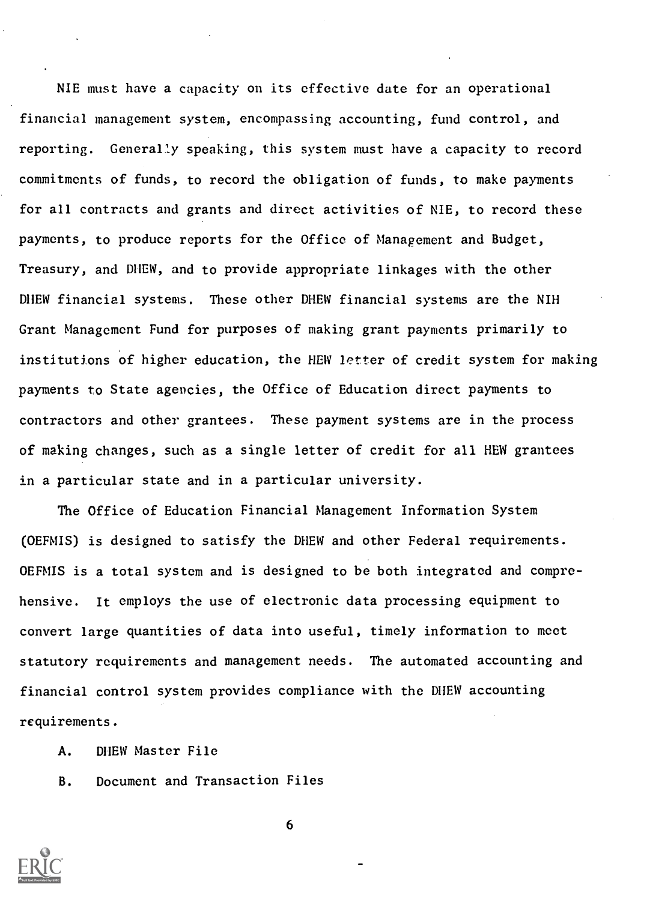NIE must have a capacity on its effective date for an operational financial management system, encompassing accounting, fund control, and reporting. Generally speaking, this system must have a capacity to record commitments of funds, to record the obligation of funds, to make payments for all contracts and grants and direct activities of NIE, to record these payments, to produce reports for the Office of Management and Budget, Treasury, and DHEW, and to provide appropriate linkages with the other DHEW financial systems. These other DHEW financial systems are the NIH Grant Management Fund for purposes of making grant payments primarily to institutions of higher education, the HEW letter of credit system for making payments to State agencies, the Office of Education direct payments to contractors and other grantees. These payment systems are in the process of making changes, such as a single letter of credit for all HEW grantees in a particular state and in a particular university.

The Office of Education Financial Management Information System (OEFMIS) is designed to satisfy the DHEW and other Federal requirements. OEFMIS is a total system and is designed to be both integrated and comprehensive. It employs the use of electronic data processing equipment to convert large quantities of data into useful, timely information to meet statutory requirements and management needs. The automated accounting and financial control system provides compliance with the DHEW accounting requirements.

A. DHEW Master File

B. Document and Transaction Files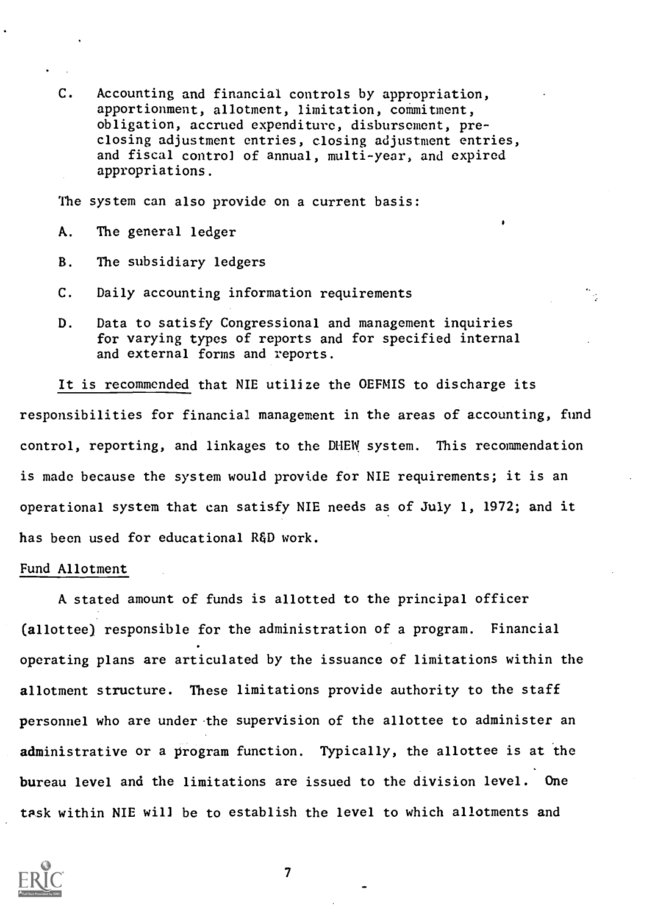C. Accounting and financial controls by appropriation, apportionment, allotment, limitation, commitment, obligation, accrued expenditure, disbursement, pre-closing adjustment entries, closing adjustment entries, and fiscal control of annual, multi-year, and expired appropriations.

The system can also provide on a current basis:

A. The general ledger

B. The subsidiary ledgers

C. Daily accounting information requirements

D. Data to satisfy Congressional and management inquiries for varying types of reports and for specified internal and external forms and reports.

It is recommended that NIE utilize the OEFMIS to discharge its responsibilities for financial management in the areas of accounting, fund control, reporting, and linkages to the DHEW system. This recommendation is made because the system would provide for NIE requirements; it is an operational system that can satisfy NIE needs as of July 1, 1972; and it has been used for educational R&D work.

Fund Allotment

A stated amount of funds is allotted to the principal officer (allottee) responsible for the administration of a program. Financial operating plans are articulated by the issuance of limitations within the allotment structure. These limitations provide authority to the staff personnel who are under the supervision of the allottee to administer an administrative or a program function. Typically, the allottee is at the bureau level and the limitations are issued to the division level. One task within NIE will be to establish the level to which allotments and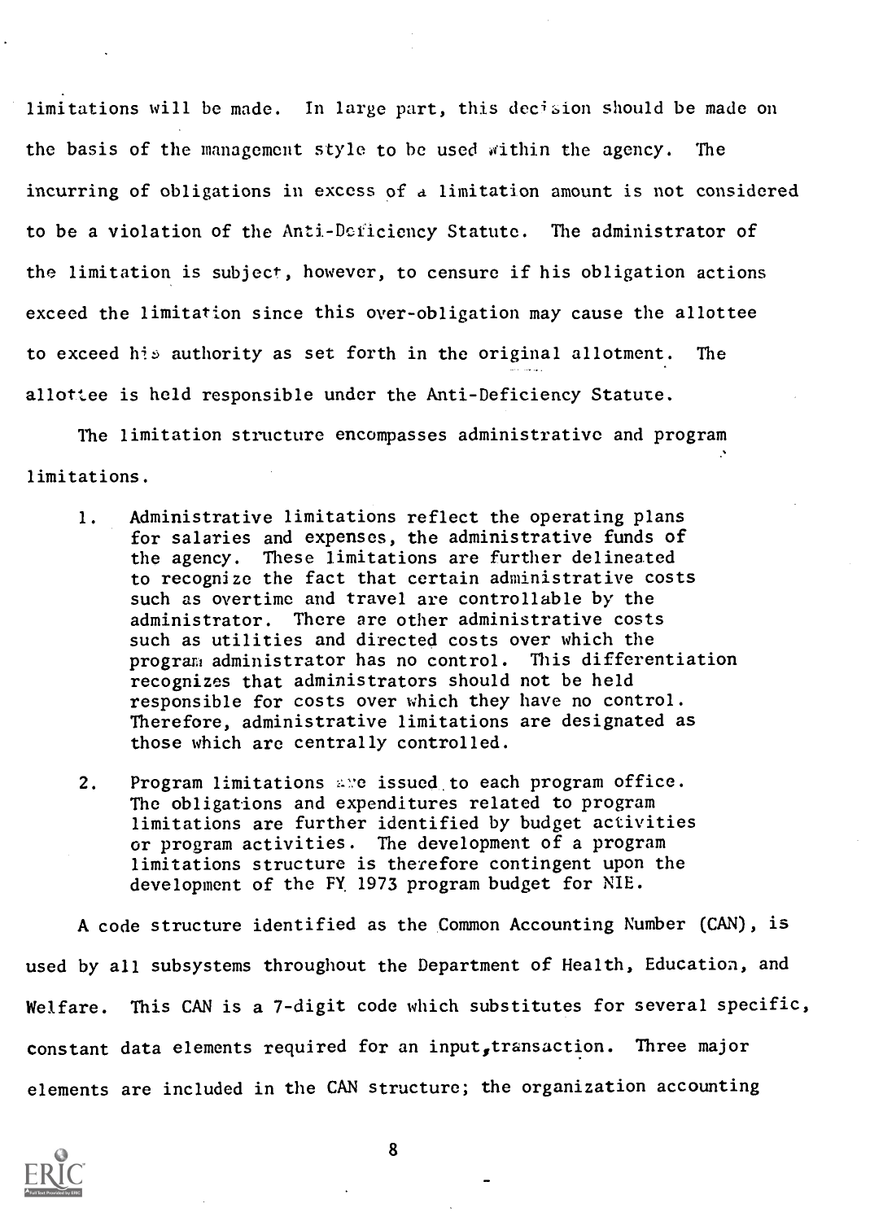limitations will be made. In large part, this decision should be made on the basis of the management style to be used within the agency. The incurring of obligations in excess of a limitation amount is not considered to be a violation of the Anti-Deficiency Statute. The administrator of the limitation is subject, however, to censure if his obligation actions exceed the limitation since this over-obligation may cause the allottee to exceed his authority as set forth in the original allotment. The allottee is held responsible under the Anti-Deficiency Statute.

The limitation structure encompasses administrative and program limitations.

1. Administrative limitations reflect the operating plans for salaries and expenses, the administrative funds of the agency. These limitations are further delineated to recognize the fact that certain administrative costs such as overtime and travel are controllable by the administrator. There are other administrative costs such as utilities and directed costs over which the program administrator has no control. This differentiation recognizes that administrators should not be held responsible for costs over which they have no control. Therefore, administrative limitations are designated as those which are centrally controlled.

2. Program limitations are issued to each program office. The obligations and expenditures related to program limitations are further identified by budget activities or program activities. The development of a program limitations structure is therefore contingent upon the development of the FY 1973 program budget for NIE.

A code structure identified as the Common Accounting Number (CAN), is used by all subsystems throughout the Department of Health, Education, and Welfare. This CAN is a 7-digit code which substitutes for several specific, constant data elements required for an input transaction. Three major elements are included in the CAN structure; the organization accounting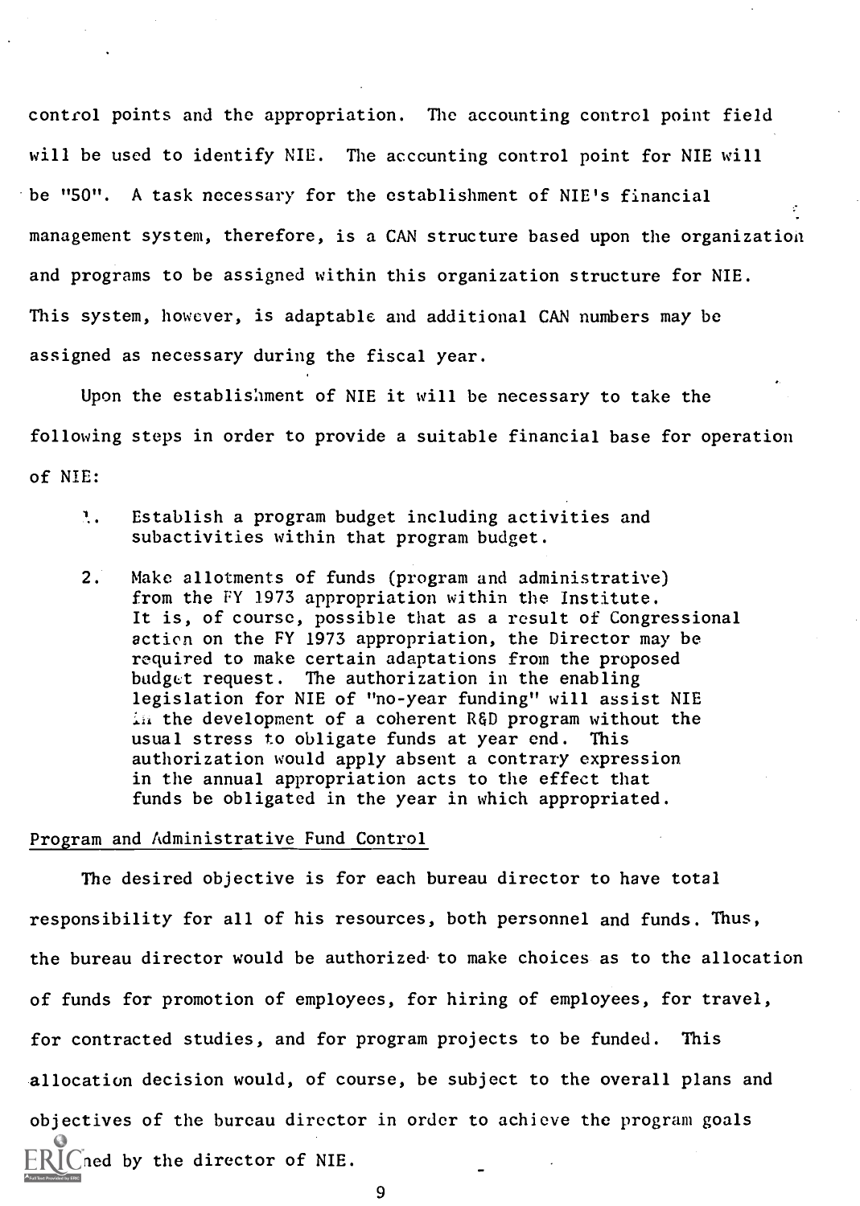control points and the appropriation. The accounting control point field will be used to identify NIE. The accounting control point for NIE will be "50". A task necessary for the establishment of NIE's financial management system, therefore, is a CAN structure based upon the organization and programs to be assigned within this organization structure for NIE. This system, however, is adaptable and additional CAN numbers may be assigned as necessary during the fiscal year.

Upon the establishment of NIE it will be necessary to take the following steps in order to provide a suitable financial base for operation of NIE:

1. Establish a program budget including activities and subactivities within that program budget.
2. Make allotments of funds (program and administrative) from the FY 1973 appropriation within the Institute. It is, of course, possible that as a result of Congressional action on the FY 1973 appropriation, the Director may be required to make certain adaptations from the proposed budget request. The authorization in the enabling legislation for NIE of "no-year funding" will assist NIE in the development of a coherent R&D program without the usual stress to obligate funds at year end. This authorization would apply absent a contrary expression in the annual appropriation acts to the effect that funds be obligated in the year in which appropriated.

Program and Administrative Fund Control

The desired objective is for each bureau director to have total responsibility for all of his resources, both personnel and funds. Thus, the bureau director would be authorized to make choices as to the allocation of funds for promotion of employees, for hiring of employees, for travel, for contracted studies, and for program projects to be funded. This allocation decision would, of course, be subject to the overall plans and objectives of the bureau director in order to achieve the program goals ...ned by the director of NIE.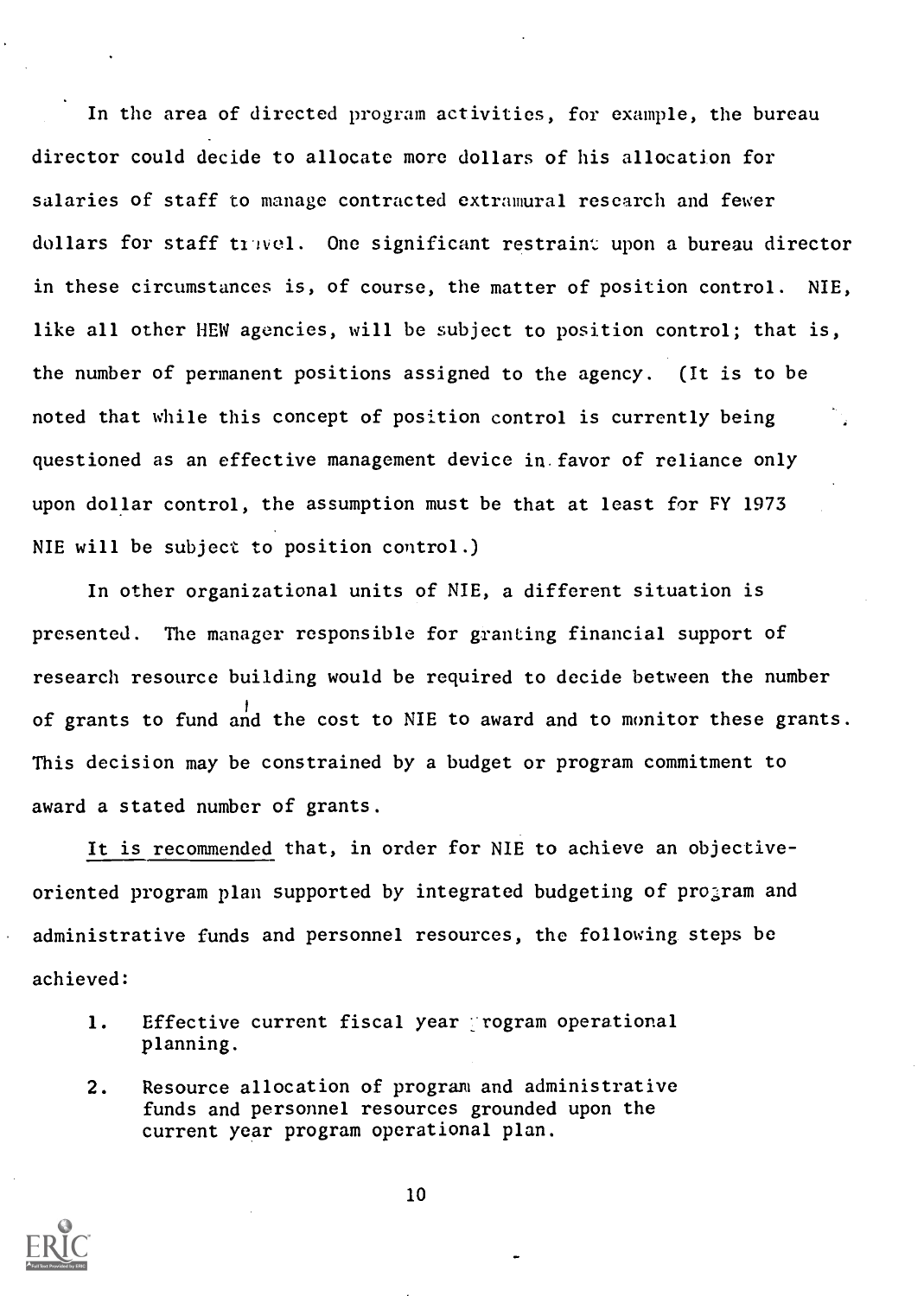In the area of directed program activities, for example, the bureau director could decide to allocate more dollars of his allocation for salaries of staff to manage contracted extramural research and fewer dollars for staff travel. One significant restraint upon a bureau director in these circumstances is, of course, the matter of position control. NIE, like all other HEW agencies, will be subject to position control; that is, the number of permanent positions assigned to the agency. (It is to be noted that while this concept of position control is currently being questioned as an effective management device in favor of reliance only upon dollar control, the assumption must be that at least for FY 1973 NIE will be subject to position control.)

In other organizational units of NIE, a different situation is presented. The manager responsible for granting financial support of research resource building would be required to decide between the number of grants to fund and the cost to NIE to award and to monitor these grants. This decision may be constrained by a budget or program commitment to award a stated number of grants.

It is recommended that, in order for NIE to achieve an objective-oriented program plan supported by integrated budgeting of program and administrative funds and personnel resources, the following steps be achieved:

1. Effective current fiscal year program operational planning.
2. Resource allocation of program and administrative funds and personnel resources grounded upon the current year program operational plan.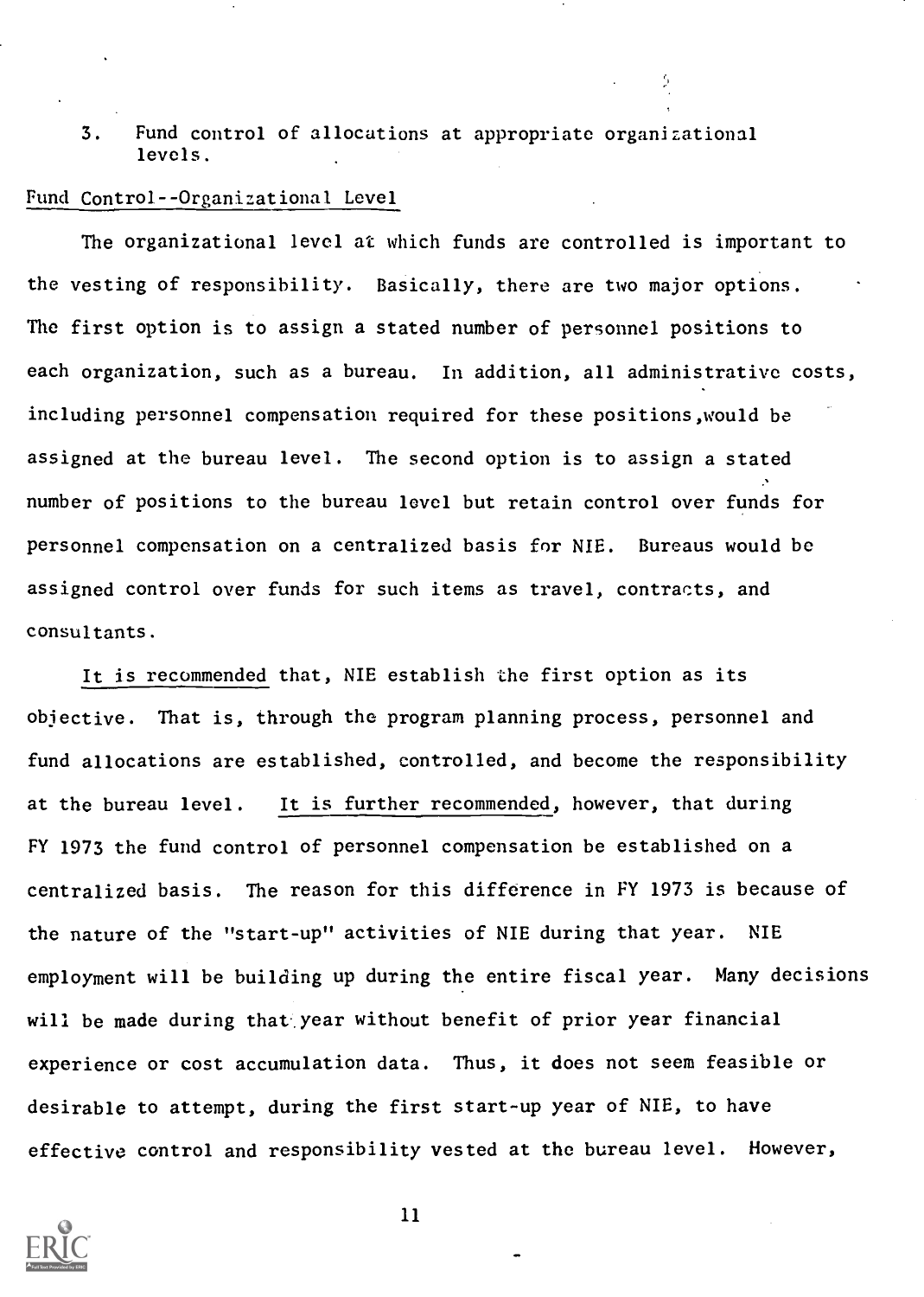3. Fund control of allocations at appropriate organizational levels.

Fund Control--Organizational Level

The organizational level at which funds are controlled is important to the vesting of responsibility. Basically, there are two major options. The first option is to assign a stated number of personnel positions to each organization, such as a bureau. In addition, all administrative costs, including personnel compensation required for these positions, would be assigned at the bureau level. The second option is to assign a stated number of positions to the bureau level but retain control over funds for personnel compensation on a centralized basis for NIE. Bureaus would be assigned control over funds for such items as travel, contracts, and consultants.

It is recommended that, NIE establish the first option as its objective. That is, through the program planning process, personnel and fund allocations are established, controlled, and become the responsibility at the bureau level. It is further recommended, however, that during FY 1973 the fund control of personnel compensation be established on a centralized basis. The reason for this difference in FY 1973 is because of the nature of the "start-up" activities of NIE during that year. NIE employment will be building up during the entire fiscal year. Many decisions will be made during that year without benefit of prior year financial experience or cost accumulation data. Thus, it does not seem feasible or desirable to attempt, during the first start-up year of NIE, to have effective control and responsibility vested at the bureau level. However,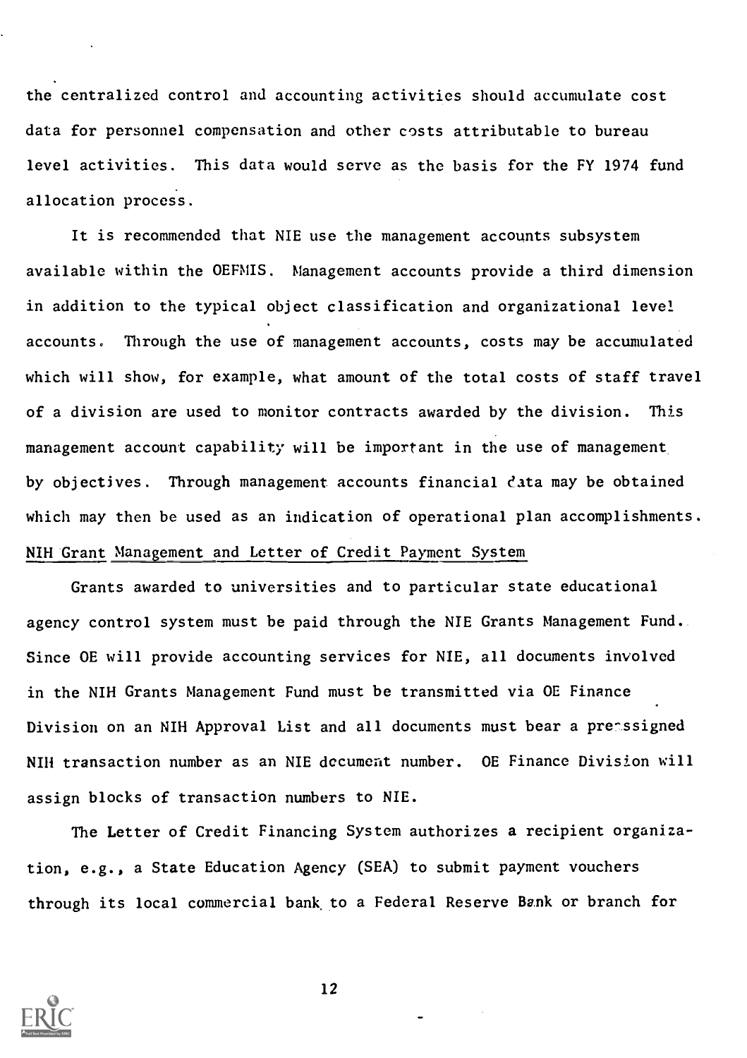the centralized control and accounting activities should accumulate cost data for personnel compensation and other costs attributable to bureau level activities. This data would serve as the basis for the FY 1974 fund allocation process.

It is recommended that NIE use the management accounts subsystem available within the OEFMIS. Management accounts provide a third dimension in addition to the typical object classification and organizational level accounts. Through the use of management accounts, costs may be accumulated which will show, for example, what amount of the total costs of staff travel of a division are used to monitor contracts awarded by the division. This management account capability will be important in the use of management by objectives. Through management accounts financial data may be obtained which may then be used as an indication of operational plan accomplishments.

## NIH Grant Management and Letter of Credit Payment System

Grants awarded to universities and to particular state educational agency control system must be paid through the NIE Grants Management Fund. Since OE will provide accounting services for NIE, all documents involved in the NIH Grants Management Fund must be transmitted via OE Finance Division on an NIH Approval List and all documents must bear a preassigned NIH transaction number as an NIE document number. OE Finance Division will assign blocks of transaction numbers to NIE.

The Letter of Credit Financing System authorizes a recipient organization, e.g., a State Education Agency (SEA) to submit payment vouchers through its local commercial bank to a Federal Reserve Bank or branch for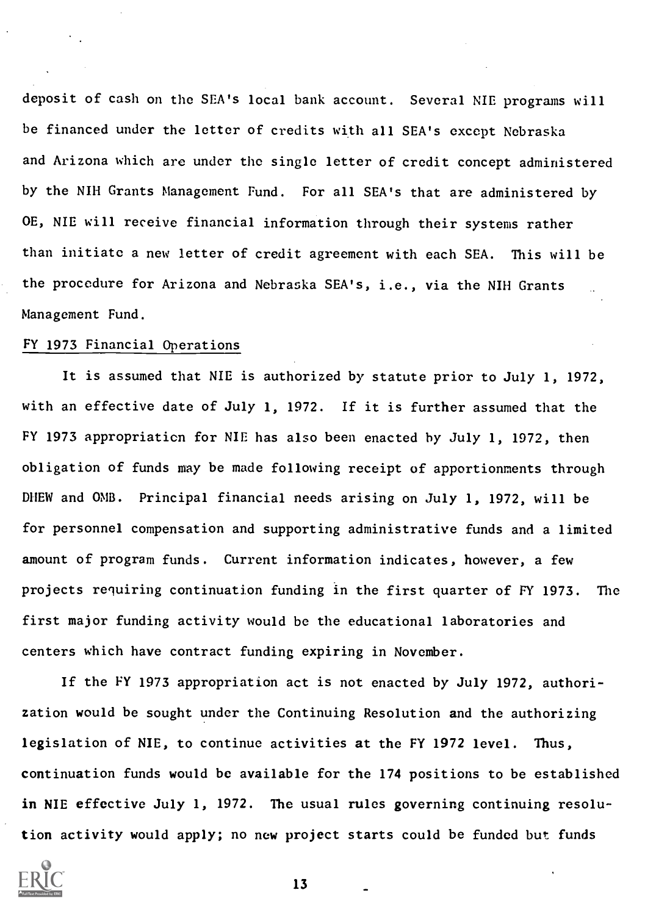deposit of cash on the SEA's local bank account. Several NIE programs will be financed under the letter of credits with all SEA's except Nebraska and Arizona which are under the single letter of credit concept administered by the NIH Grants Management Fund. For all SEA's that are administered by OE, NIE will receive financial information through their systems rather than initiate a new letter of credit agreement with each SEA. This will be the procedure for Arizona and Nebraska SEA's, i.e., via the NIH Grants Management Fund.

## FY 1973 Financial Operations

It is assumed that NIE is authorized by statute prior to July 1, 1972, with an effective date of July 1, 1972. If it is further assumed that the FY 1973 appropriation for NIE has also been enacted by July 1, 1972, then obligation of funds may be made following receipt of apportionments through DHEW and OMB. Principal financial needs arising on July 1, 1972, will be for personnel compensation and supporting administrative funds and a limited amount of program funds. Current information indicates, however, a few projects requiring continuation funding in the first quarter of FY 1973. The first major funding activity would be the educational laboratories and centers which have contract funding expiring in November.

If the FY 1973 appropriation act is not enacted by July 1972, authorization would be sought under the Continuing Resolution and the authorizing legislation of NIE, to continue activities at the FY 1972 level. Thus, continuation funds would be available for the 174 positions to be established in NIE effective July 1, 1972. The usual rules governing continuing resolution activity would apply; no new project starts could be funded but funds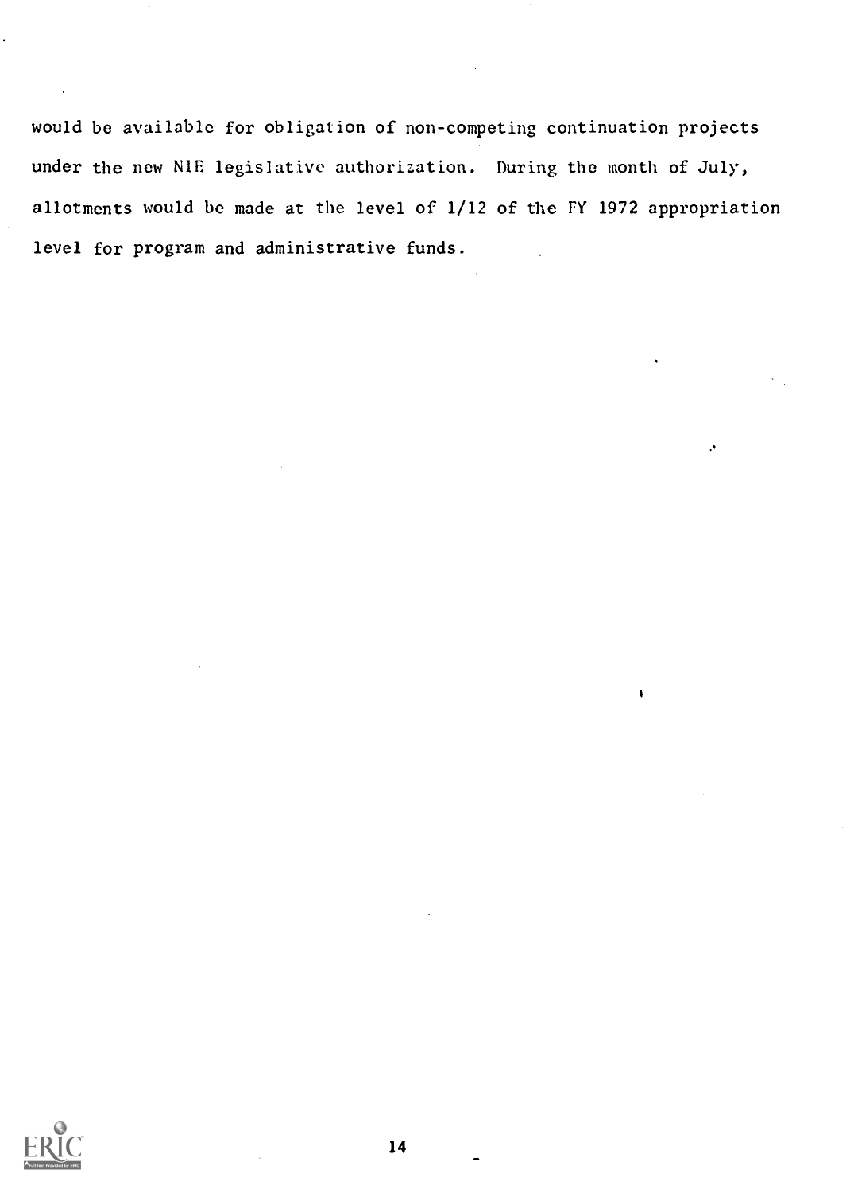would be available for obligation of non-competing continuation projects under the new NIE legislative authorization. During the month of July, allotments would be made at the level of 1/12 of the FY 1972 appropriation level for program and administrative funds.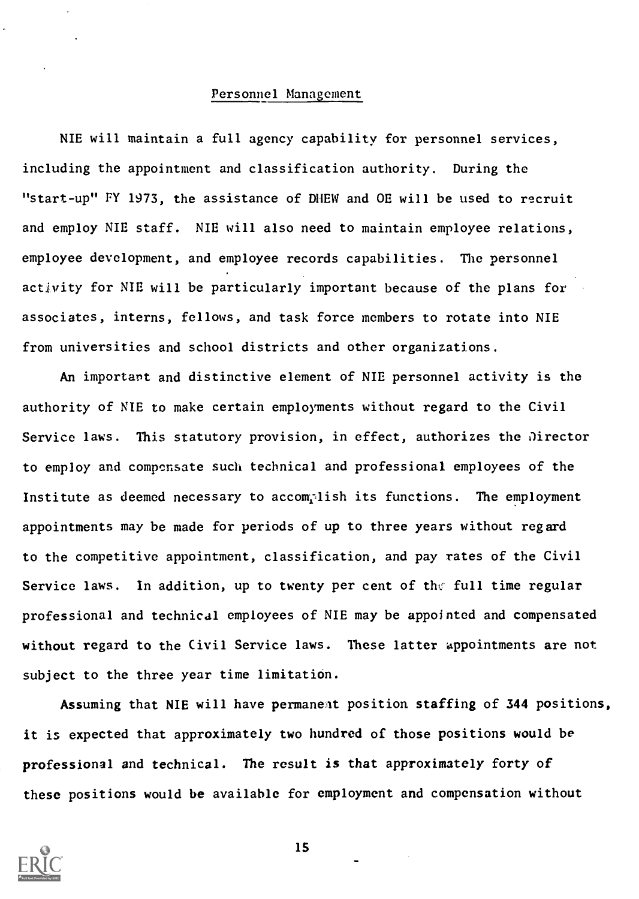## Personnel Management

NIE will maintain a full agency capability for personnel services, including the appointment and classification authority. During the "start-up" FY 1973, the assistance of DHEW and OE will be used to recruit and employ NIE staff. NIE will also need to maintain employee relations, employee development, and employee records capabilities. The personnel activity for NIE will be particularly important because of the plans for associates, interns, fellows, and task force members to rotate into NIE from universities and school districts and other organizations.

An important and distinctive element of NIE personnel activity is the authority of NIE to make certain employments without regard to the Civil Service laws. This statutory provision, in effect, authorizes the Director to employ and compensate such technical and professional employees of the Institute as deemed necessary to accomplish its functions. The employment appointments may be made for periods of up to three years without regard to the competitive appointment, classification, and pay rates of the Civil Service laws. In addition, up to twenty per cent of the full time regular professional and technical employees of NIE may be appointed and compensated without regard to the Civil Service laws. These latter appointments are not subject to the three year time limitation.

Assuming that NIE will have permanent position staffing of 344 positions, it is expected that approximately two hundred of those positions would be professional and technical. The result is that approximately forty of these positions would be available for employment and compensation without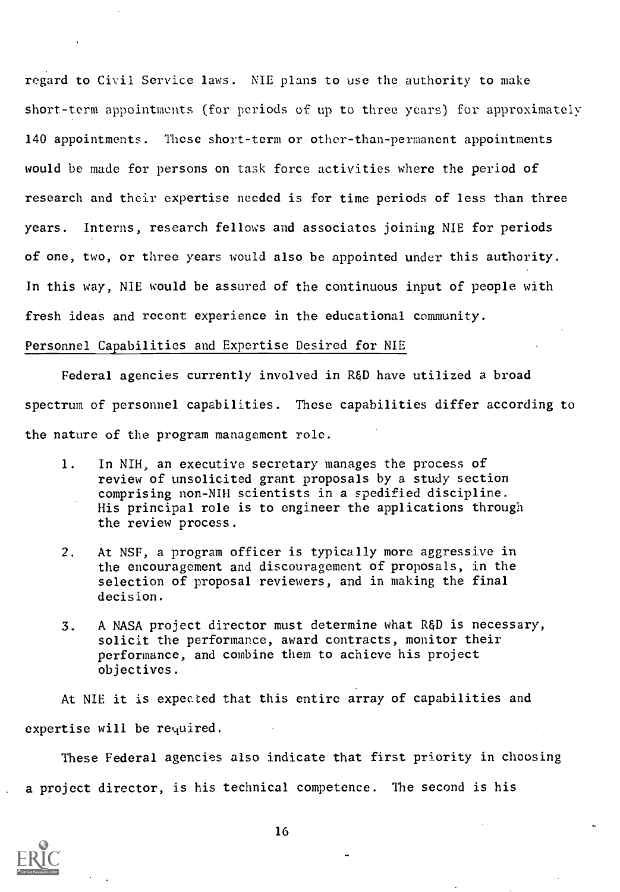regard to Civil Service laws. NIE plans to use the authority to make short-term appointments (for periods of up to three years) for approximately 140 appointments. These short-term or other-than-permanent appointments would be made for persons on task force activities where the period of research and their expertise needed is for time periods of less than three years. Interns, research fellows and associates joining NIE for periods of one, two, or three years would also be appointed under this authority. In this way, NIE would be assured of the continuous input of people with fresh ideas and recent experience in the educational community.

<u>Personnel Capabilities and Expertise Desired for NIE</u>

Federal agencies currently involved in R&D have utilized a broad spectrum of personnel capabilities. These capabilities differ according to the nature of the program management role.

1. In NIH, an executive secretary manages the process of review of unsolicited grant proposals by a study section comprising non-NIH scientists in a specified discipline. His principal role is to engineer the applications through the review process.
2. At NSF, a program officer is typically more aggressive in the encouragement and discouragement of proposals, in the selection of proposal reviewers, and in making the final decision.
3. A NASA project director must determine what R&D is necessary, solicit the performance, award contracts, monitor their performance, and combine them to achieve his project objectives.

At NIE it is expected that this entire array of capabilities and expertise will be required.

These Federal agencies also indicate that first priority in choosing a project director, is his technical competence. The second is his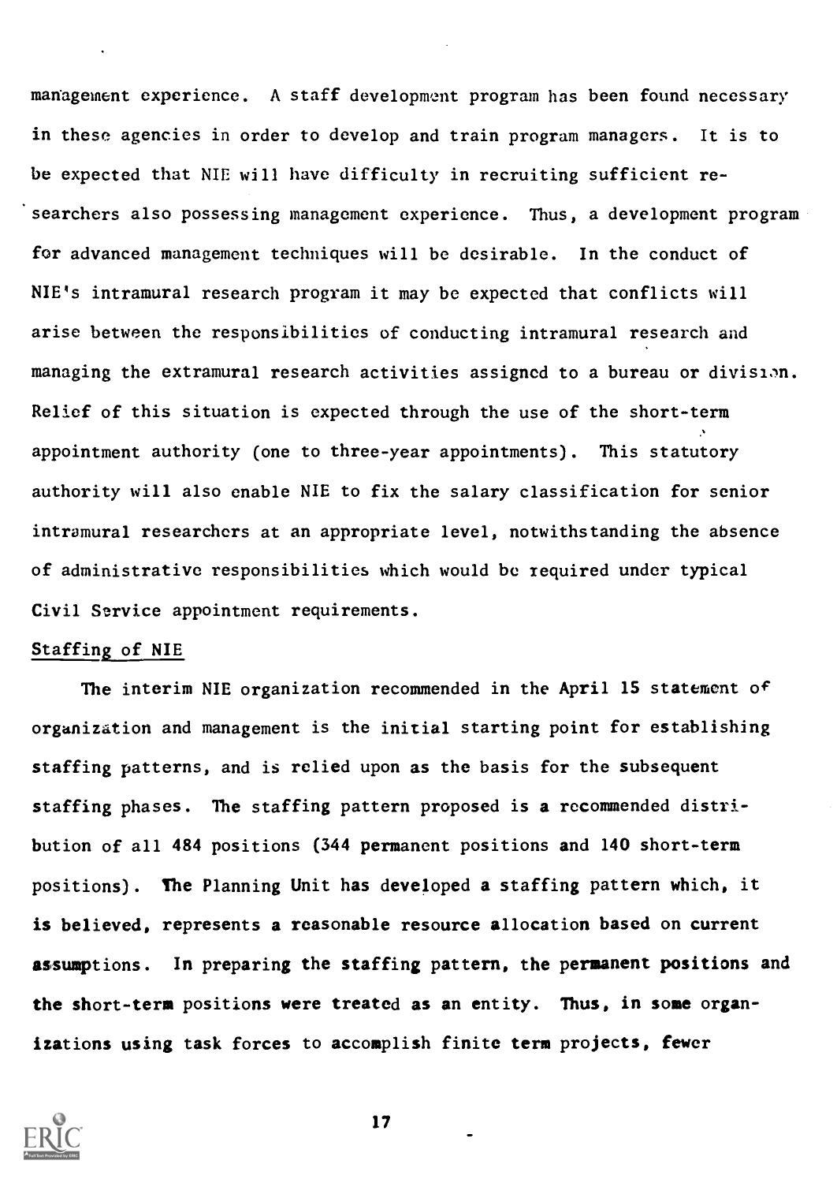management experience. A staff development program has been found necessary in these agencies in order to develop and train program managers. It is to be expected that NIE will have difficulty in recruiting sufficient researchers also possessing management experience. Thus, a development program for advanced management techniques will be desirable. In the conduct of NIE's intramural research program it may be expected that conflicts will arise between the responsibilities of conducting intramural research and managing the extramural research activities assigned to a bureau or division. Relief of this situation is expected through the use of the short-term appointment authority (one to three-year appointments). This statutory authority will also enable NIE to fix the salary classification for senior intramural researchers at an appropriate level, notwithstanding the absence of administrative responsibilities which would be required under typical Civil Service appointment requirements.

Staffing of NIE

The interim NIE organization recommended in the April 15 statement of organization and management is the initial starting point for establishing staffing patterns, and is relied upon as the basis for the subsequent staffing phases. The staffing pattern proposed is a recommended distribution of all 484 positions (344 permanent positions and 140 short-term positions). The Planning Unit has developed a staffing pattern which, it is believed, represents a reasonable resource allocation based on current assumptions. In preparing the staffing pattern, the permanent positions and the short-term positions were treated as an entity. Thus, in some organizations using task forces to accomplish finite term projects, fewer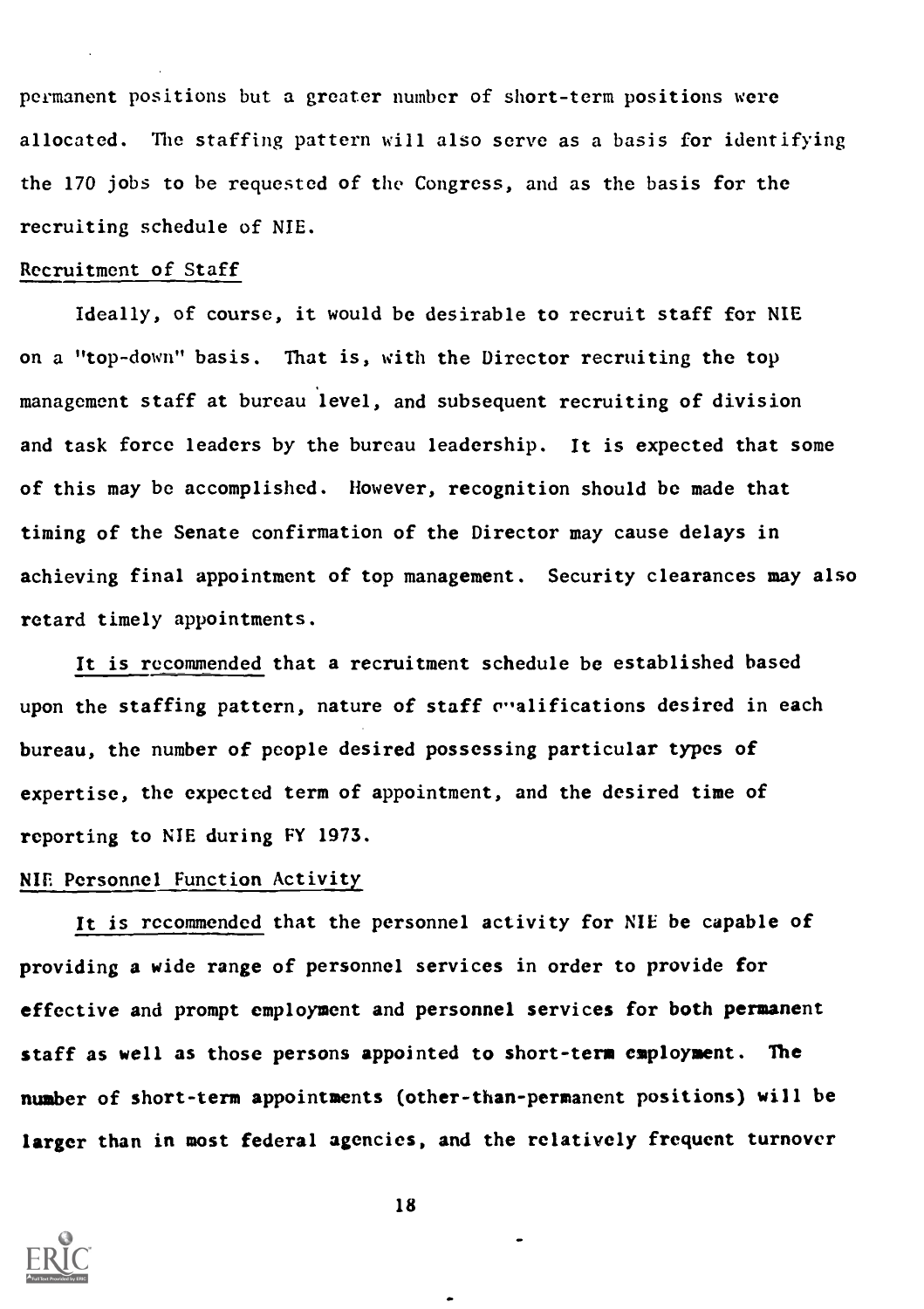permanent positions but a greater number of short-term positions were allocated. The staffing pattern will also serve as a basis for identifying the 170 jobs to be requested of the Congress, and as the basis for the recruiting schedule of NIE.

## Recruitment of Staff

Ideally, of course, it would be desirable to recruit staff for NIE on a "top-down" basis. That is, with the Director recruiting the top management staff at bureau level, and subsequent recruiting of division and task force leaders by the bureau leadership. It is expected that some of this may be accomplished. However, recognition should be made that timing of the Senate confirmation of the Director may cause delays in achieving final appointment of top management. Security clearances may also retard timely appointments.

It is recommended that a recruitment schedule be established based upon the staffing pattern, nature of staff qualifications desired in each bureau, the number of people desired possessing particular types of expertise, the expected term of appointment, and the desired time of reporting to NIE during FY 1973.

## NIE Personnel Function Activity

It is recommended that the personnel activity for NIE be capable of providing a wide range of personnel services in order to provide for effective and prompt employment and personnel services for both permanent staff as well as those persons appointed to short-term employment. The number of short-term appointments (other-than-permanent positions) will be larger than in most federal agencies, and the relatively frequent turnover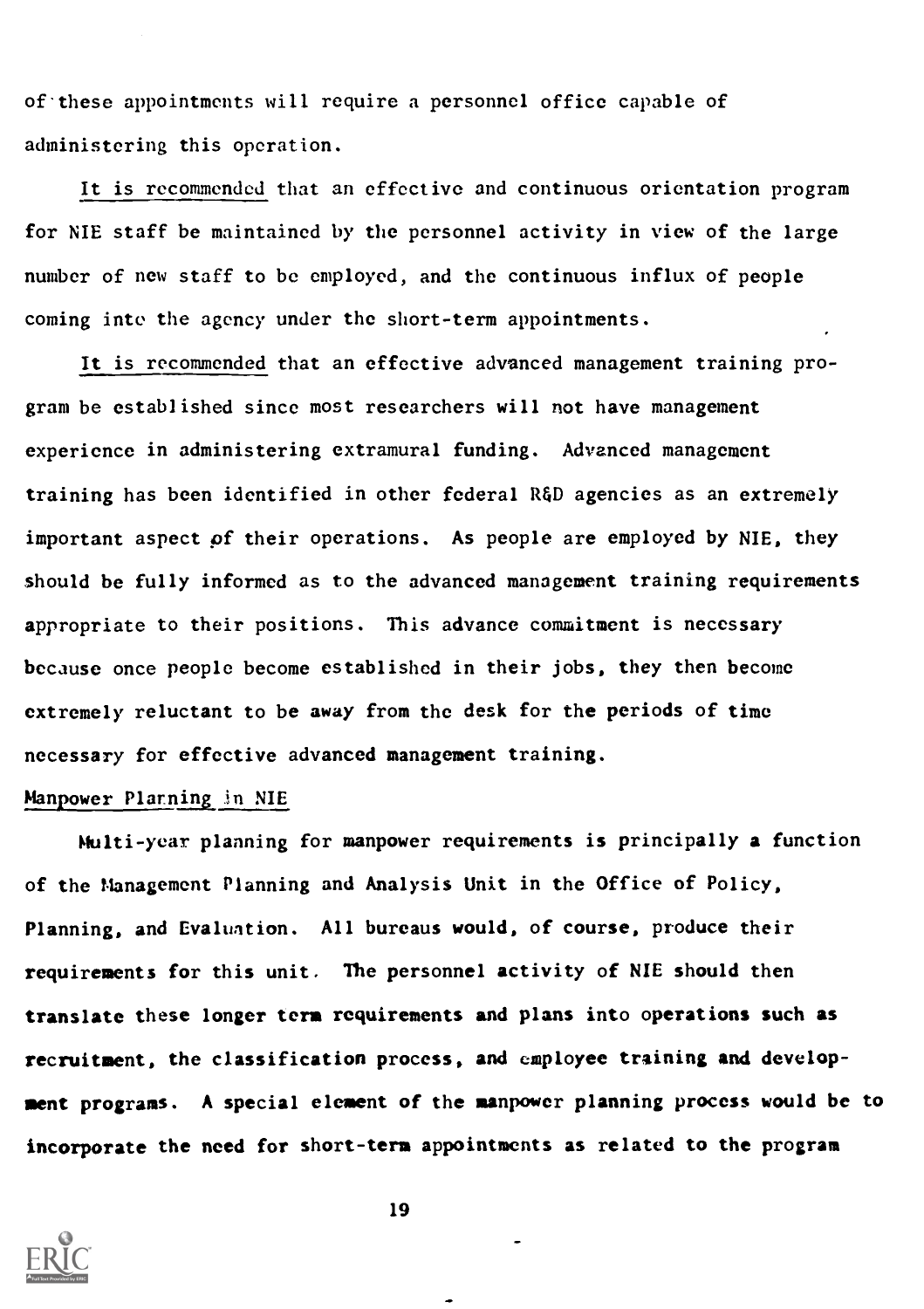of these appointments will require a personnel office capable of administering this operation.

It is recommended that an effective and continuous orientation program for NIE staff be maintained by the personnel activity in view of the large number of new staff to be employed, and the continuous influx of people coming into the agency under the short-term appointments.

It is recommended that an effective advanced management training program be established since most researchers will not have management experience in administering extramural funding. Advanced management training has been identified in other federal R&D agencies as an extremely important aspect of their operations. As people are employed by NIE, they should be fully informed as to the advanced management training requirements appropriate to their positions. This advance commitment is necessary because once people become established in their jobs, they then become extremely reluctant to be away from the desk for the periods of time necessary for effective advanced management training.

## Manpower Planning in NIE

Multi-year planning for manpower requirements is principally a function of the Management Planning and Analysis Unit in the Office of Policy, Planning, and Evaluation. All bureaus would, of course, produce their requirements for this unit. The personnel activity of NIE should then translate these longer term requirements and plans into operations such as recruitment, the classification process, and employee training and development programs. A special element of the manpower planning process would be to incorporate the need for short-term appointments as related to the program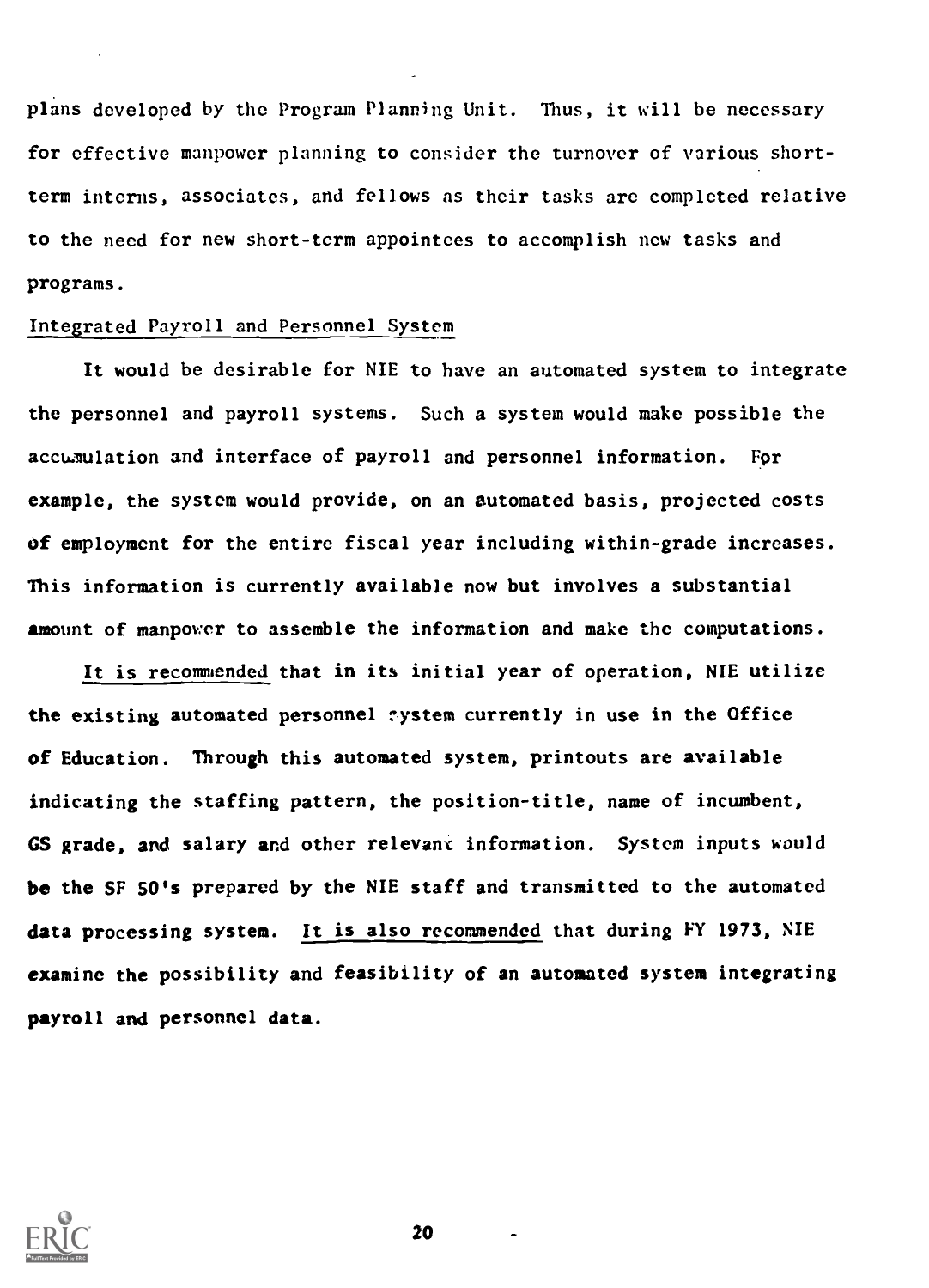plans developed by the Program Planning Unit. Thus, it will be necessary for effective manpower planning to consider the turnover of various short-term interns, associates, and fellows as their tasks are completed relative to the need for new short-term appointees to accomplish new tasks and programs.

### Integrated Payroll and Personnel System

It would be desirable for NIE to have an automated system to integrate the personnel and payroll systems. Such a system would make possible the accumulation and interface of payroll and personnel information. For example, the system would provide, on an automated basis, projected costs of employment for the entire fiscal year including within-grade increases. This information is currently available now but involves a substantial amount of manpower to assemble the information and make the computations.

It is recommended that in its initial year of operation, NIE utilize the existing automated personnel system currently in use in the Office of Education. Through this automated system, printouts are available indicating the staffing pattern, the position-title, name of incumbent, GS grade, and salary and other relevant information. System inputs would be the SF 50's prepared by the NIE staff and transmitted to the automated data processing system. It is also recommended that during FY 1973, NIE examine the possibility and feasibility of an automated system integrating payroll and personnel data.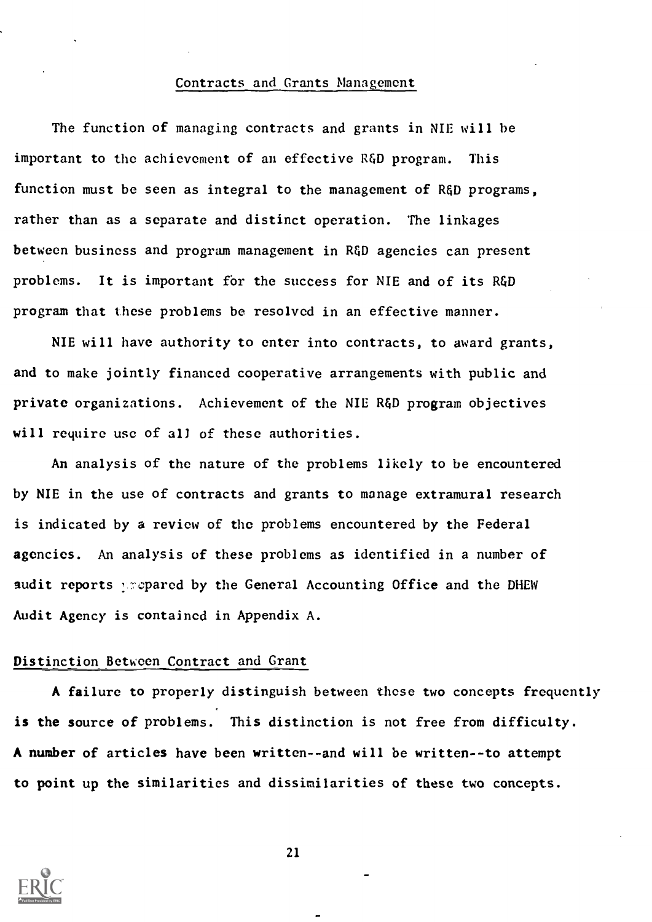## Contracts and Grants Management

The function of managing contracts and grants in NIE will be important to the achievement of an effective R&D program. This function must be seen as integral to the management of R&D programs, rather than as a separate and distinct operation. The linkages between business and program management in R&D agencies can present problems. It is important for the success for NIE and of its R&D program that these problems be resolved in an effective manner.

NIE will have authority to enter into contracts, to award grants, and to make jointly financed cooperative arrangements with public and private organizations. Achievement of the NIE R&D program objectives will require use of all of these authorities.

An analysis of the nature of the problems likely to be encountered by NIE in the use of contracts and grants to manage extramural research is indicated by a review of the problems encountered by the Federal agencies. An analysis of these problems as identified in a number of audit reports prepared by the General Accounting Office and the DHEW Audit Agency is contained in Appendix A.

### Distinction Between Contract and Grant

A failure to properly distinguish between these two concepts frequently is the source of problems. This distinction is not free from difficulty. A number of articles have been written--and will be written--to attempt to point up the similarities and dissimilarities of these two concepts.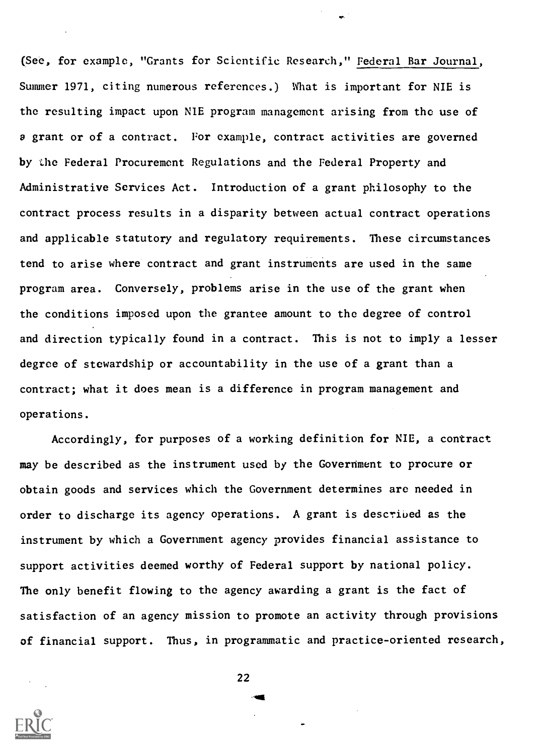(See, for example, "Grants for Scientific Research," Federal Bar Journal, Summer 1971, citing numerous references.) What is important for NIE is the resulting impact upon NIE program management arising from the use of a grant or of a contract. For example, contract activities are governed by the Federal Procurement Regulations and the Federal Property and Administrative Services Act. Introduction of a grant philosophy to the contract process results in a disparity between actual contract operations and applicable statutory and regulatory requirements. These circumstances tend to arise where contract and grant instruments are used in the same program area. Conversely, problems arise in the use of the grant when the conditions imposed upon the grantee amount to the degree of control and direction typically found in a contract. This is not to imply a lesser degree of stewardship or accountability in the use of a grant than a contract; what it does mean is a difference in program management and operations.

Accordingly, for purposes of a working definition for NIE, a contract may be described as the instrument used by the Government to procure or obtain goods and services which the Government determines are needed in order to discharge its agency operations. A grant is described as the instrument by which a Government agency provides financial assistance to support activities deemed worthy of Federal support by national policy. The only benefit flowing to the agency awarding a grant is the fact of satisfaction of an agency mission to promote an activity through provisions of financial support. Thus, in programmatic and practice-oriented research,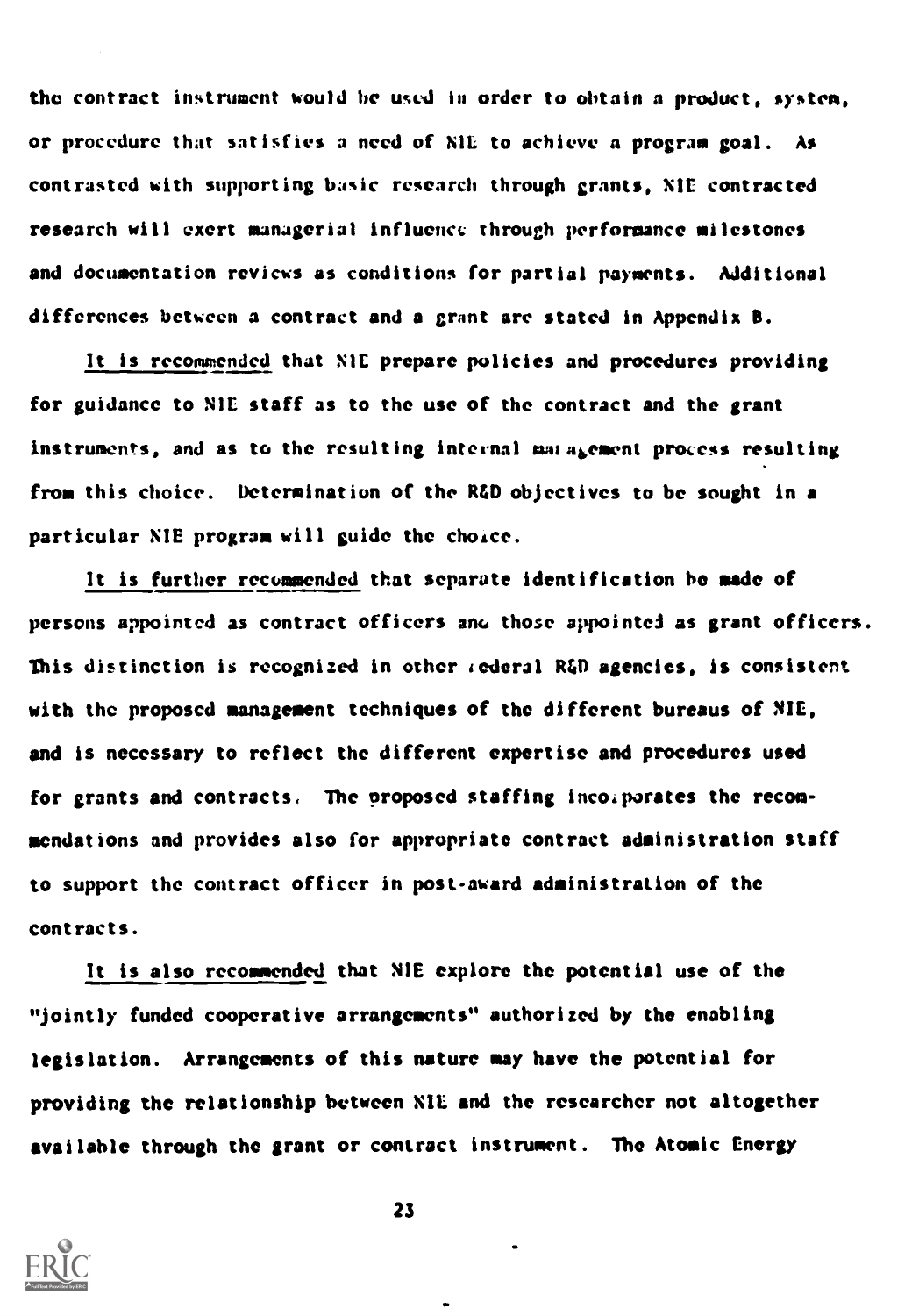the contract instrument would be used in order to obtain a product, system, or procedure that satisfies a need of NIE to achieve a program goal. As contrasted with supporting basic research through grants, NIE contracted research will exert managerial influence through performance milestones and documentation reviews as conditions for partial payments. Additional differences between a contract and a grant are stated in Appendix B.

<u>It is recommended</u> that NIE prepare policies and procedures providing for guidance to NIE staff as to the use of the contract and the grant instruments, and as to the resulting internal management process resulting from this choice. Determination of the R&D objectives to be sought in a particular NIE program will guide the choice.

<u>It is further recommended</u> that separate identification be made of persons appointed as contract officers and those appointed as grant officers. This distinction is recognized in other Federal R&D agencies, is consistent with the proposed management techniques of the different bureaus of NIE, and is necessary to reflect the different expertise and procedures used for grants and contracts. The proposed staffing incorporates the recommendations and provides also for appropriate contract administration staff to support the contract officer in post-award administration of the contracts.

<u>It is also recommended</u> that NIE explore the potential use of the "jointly funded cooperative arrangements" authorized by the enabling legislation. Arrangements of this nature may have the potential for providing the relationship between NIE and the researcher not altogether available through the grant or contract instrument. The Atomic Energy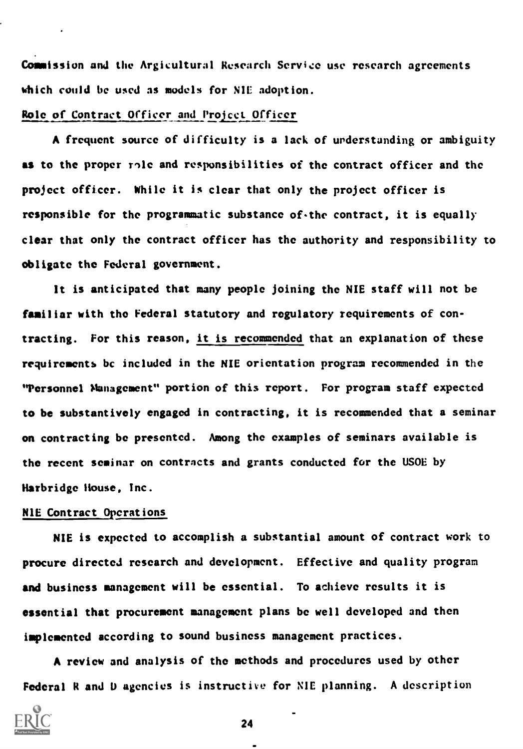Commission and the Argicultural Research Service use research agreements which could be used as models for NIE adoption.

<u>Role of Contract Officer and Project Officer</u>

A frequent source of difficulty is a lack of understanding or ambiguity as to the proper role and responsibilities of the contract officer and the project officer. While it is clear that only the project officer is responsible for the programmatic substance of the contract, it is equally clear that only the contract officer has the authority and responsibility to obligate the Federal government.

It is anticipated that many people joining the NIE staff will not be familiar with the Federal statutory and regulatory requirements of contracting. For this reason, <u>it is recommended</u> that an explanation of these requirements be included in the NIE orientation program recommended in the "Personnel Management" portion of this report. For program staff expected to be substantively engaged in contracting, it is recommended that a seminar on contracting be presented. Among the examples of seminars available is the recent seminar on contracts and grants conducted for the USOE by Harbridge House, Inc.

<u>NIE Contract Operations</u>

NIE is expected to accomplish a substantial amount of contract work to procure directed research and development. Effective and quality program and business management will be essential. To achieve results it is essential that procurement management plans be well developed and then implemented according to sound business management practices.

A review and analysis of the methods and procedures used by other Federal R and D agencies is instructive for NIE planning. A description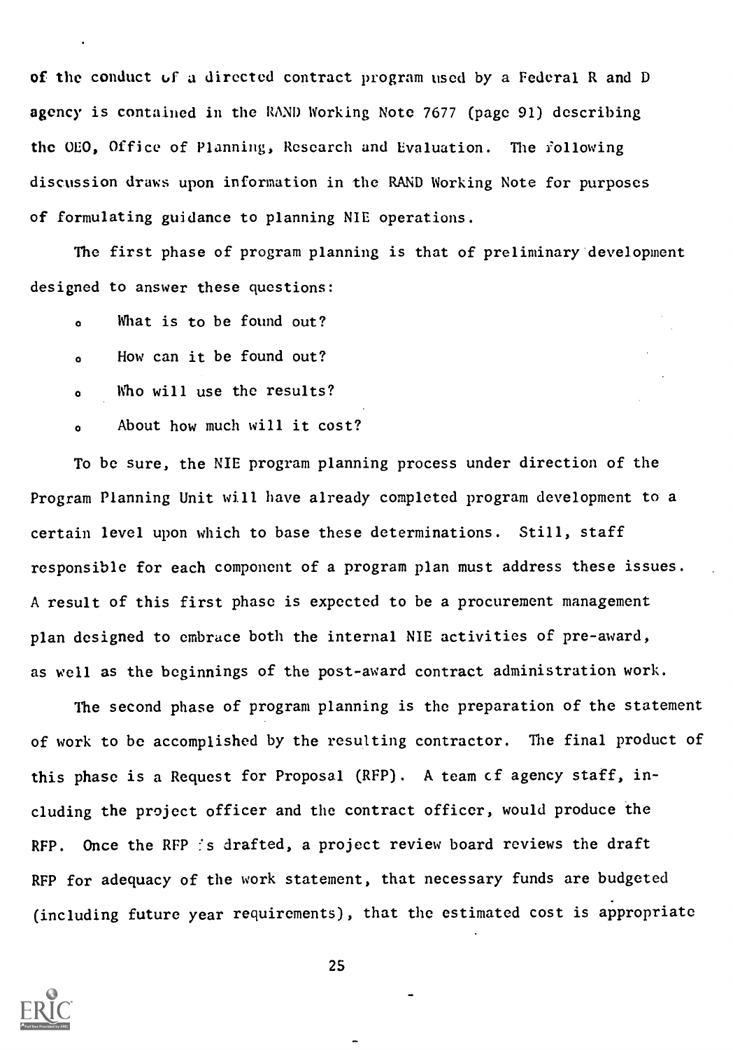of the conduct of a directed contract program used by a Federal R and D agency is contained in the RAND Working Note 7677 (page 91) describing the OEO, Office of Planning, Research and Evaluation. The following discussion draws upon information in the RAND Working Note for purposes of formulating guidance to planning NIE operations.

The first phase of program planning is that of preliminary development designed to answer these questions:

- What is to be found out?
- How can it be found out?
- Who will use the results?
- About how much will it cost?

To be sure, the NIE program planning process under direction of the Program Planning Unit will have already completed program development to a certain level upon which to base these determinations. Still, staff responsible for each component of a program plan must address these issues. A result of this first phase is expected to be a procurement management plan designed to embrace both the internal NIE activities of pre-award, as well as the beginnings of the post-award contract administration work.

The second phase of program planning is the preparation of the statement of work to be accomplished by the resulting contractor. The final product of this phase is a Request for Proposal (RFP). A team of agency staff, including the project officer and the contract officer, would produce the RFP. Once the RFP is drafted, a project review board reviews the draft RFP for adequacy of the work statement, that necessary funds are budgeted (including future year requirements), that the estimated cost is appropriate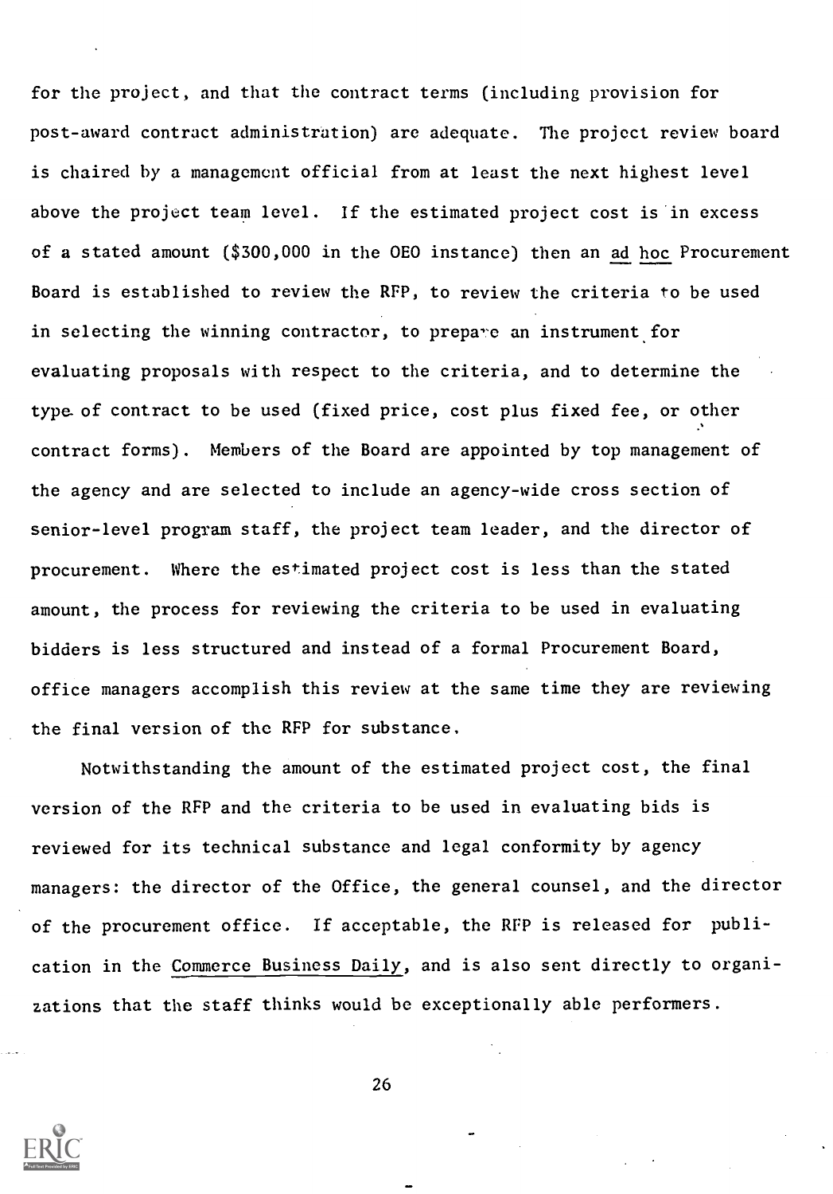for the project, and that the contract terms (including provision for post-award contract administration) are adequate. The project review board is chaired by a management official from at least the next highest level above the project team level. If the estimated project cost is in excess of a stated amount ($300,000 in the OEO instance) then an _ad hoc_ Procurement Board is established to review the RFP, to review the criteria to be used in selecting the winning contractor, to prepare an instrument for evaluating proposals with respect to the criteria, and to determine the type of contract to be used (fixed price, cost plus fixed fee, or other contract forms). Members of the Board are appointed by top management of the agency and are selected to include an agency-wide cross section of senior-level program staff, the project team leader, and the director of procurement. Where the estimated project cost is less than the stated amount, the process for reviewing the criteria to be used in evaluating bidders is less structured and instead of a formal Procurement Board, office managers accomplish this review at the same time they are reviewing the final version of the RFP for substance.

Notwithstanding the amount of the estimated project cost, the final version of the RFP and the criteria to be used in evaluating bids is reviewed for its technical substance and legal conformity by agency managers: the director of the Office, the general counsel, and the director of the procurement office. If acceptable, the RFP is released for publication in the _Commerce Business Daily_, and is also sent directly to organizations that the staff thinks would be exceptionally able performers.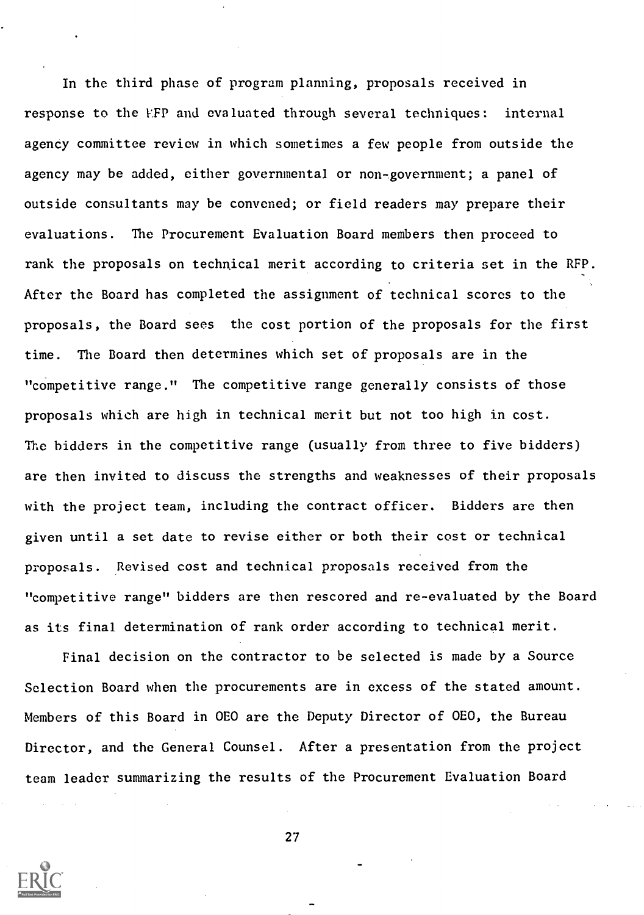In the third phase of program planning, proposals received in response to the RFP and evaluated through several techniques: internal agency committee review in which sometimes a few people from outside the agency may be added, either governmental or non-government; a panel of outside consultants may be convened; or field readers may prepare their evaluations. The Procurement Evaluation Board members then proceed to rank the proposals on technical merit according to criteria set in the RFP. After the Board has completed the assignment of technical scores to the proposals, the Board sees the cost portion of the proposals for the first time. The Board then determines which set of proposals are in the "competitive range." The competitive range generally consists of those proposals which are high in technical merit but not too high in cost. The bidders in the competitive range (usually from three to five bidders) are then invited to discuss the strengths and weaknesses of their proposals with the project team, including the contract officer. Bidders are then given until a set date to revise either or both their cost or technical proposals. Revised cost and technical proposals received from the "competitive range" bidders are then rescored and re-evaluated by the Board as its final determination of rank order according to technical merit.

Final decision on the contractor to be selected is made by a Source Selection Board when the procurements are in excess of the stated amount. Members of this Board in OEO are the Deputy Director of OEO, the Bureau Director, and the General Counsel. After a presentation from the project team leader summarizing the results of the Procurement Evaluation Board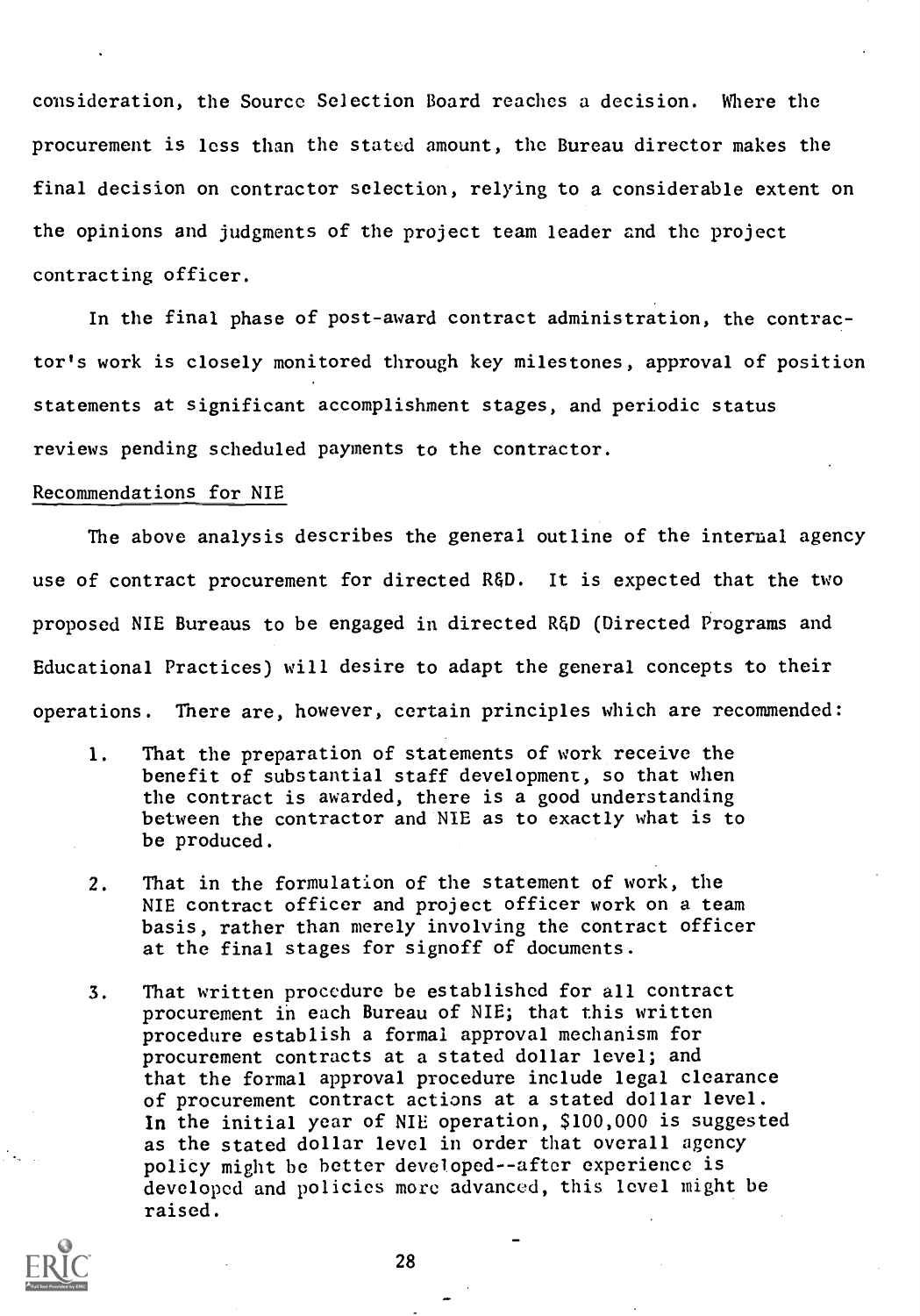consideration, the Source Selection Board reaches a decision. Where the procurement is less than the stated amount, the Bureau director makes the final decision on contractor selection, relying to a considerable extent on the opinions and judgments of the project team leader and the project contracting officer.

In the final phase of post-award contract administration, the contractor's work is closely monitored through key milestones, approval of position statements at significant accomplishment stages, and periodic status reviews pending scheduled payments to the contractor.

Recommendations for NIE

The above analysis describes the general outline of the internal agency use of contract procurement for directed R&D. It is expected that the two proposed NIE Bureaus to be engaged in directed R&D (Directed Programs and Educational Practices) will desire to adapt the general concepts to their operations. There are, however, certain principles which are recommended:

1. That the preparation of statements of work receive the benefit of substantial staff development, so that when the contract is awarded, there is a good understanding between the contractor and NIE as to exactly what is to be produced.

2. That in the formulation of the statement of work, the NIE contract officer and project officer work on a team basis, rather than merely involving the contract officer at the final stages for signoff of documents.

3. That written procedure be established for all contract procurement in each Bureau of NIE; that this written procedure establish a formal approval mechanism for procurement contracts at a stated dollar level; and that the formal approval procedure include legal clearance of procurement contract actions at a stated dollar level. In the initial year of NIE operation, $100,000 is suggested as the stated dollar level in order that overall agency policy might be better developed--after experience is developed and policies more advanced, this level might be raised.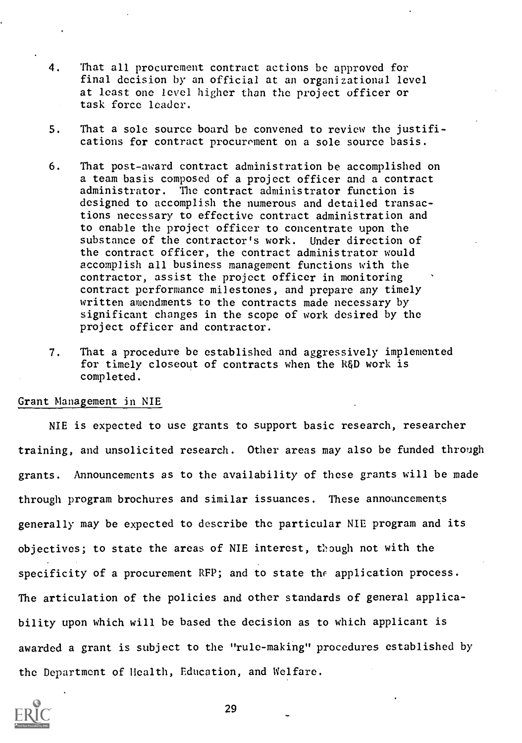4. That all procurement contract actions be approved for final decision by an official at an organizational level at least one level higher than the project officer or task force leader.

5. That a sole source board be convened to review the justifications for contract procurement on a sole source basis.

6. That post-award contract administration be accomplished on a team basis composed of a project officer and a contract administrator. The contract administrator function is designed to accomplish the numerous and detailed transactions necessary to effective contract administration and to enable the project officer to concentrate upon the substance of the contractor's work. Under direction of the contract officer, the contract administrator would accomplish all business management functions with the contractor, assist the project officer in monitoring contract performance milestones, and prepare any timely written amendments to the contracts made necessary by significant changes in the scope of work desired by the project officer and contractor.

7. That a procedure be established and aggressively implemented for timely closeout of contracts when the R&D work is completed.

## Grant Management in NIE

NIE is expected to use grants to support basic research, researcher training, and unsolicited research. Other areas may also be funded through grants. Announcements as to the availability of these grants will be made through program brochures and similar issuances. These announcements generally may be expected to describe the particular NIE program and its objectives; to state the areas of NIE interest, though not with the specificity of a procurement RFP; and to state the application process. The articulation of the policies and other standards of general applicability upon which will be based the decision as to which applicant is awarded a grant is subject to the "rule-making" procedures established by the Department of Health, Education, and Welfare.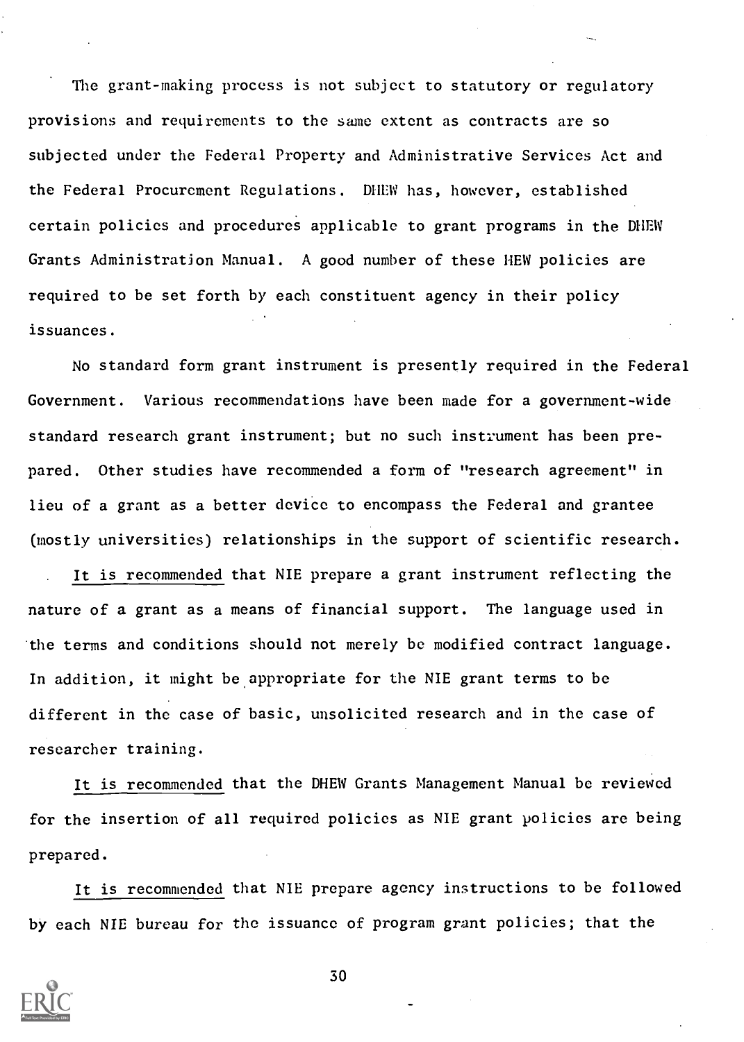The grant-making process is not subject to statutory or regulatory provisions and requirements to the same extent as contracts are so subjected under the Federal Property and Administrative Services Act and the Federal Procurement Regulations. DHEW has, however, established certain policies and procedures applicable to grant programs in the DHEW Grants Administration Manual. A good number of these HEW policies are required to be set forth by each constituent agency in their policy issuances.

No standard form grant instrument is presently required in the Federal Government. Various recommendations have been made for a government-wide standard research grant instrument; but no such instrument has been prepared. Other studies have recommended a form of "research agreement" in lieu of a grant as a better device to encompass the Federal and grantee (mostly universities) relationships in the support of scientific research.

It is recommended that NIE prepare a grant instrument reflecting the nature of a grant as a means of financial support. The language used in the terms and conditions should not merely be modified contract language. In addition, it might be appropriate for the NIE grant terms to be different in the case of basic, unsolicited research and in the case of researcher training.

It is recommended that the DHEW Grants Management Manual be reviewed for the insertion of all required policies as NIE grant policies are being prepared.

It is recommended that NIE prepare agency instructions to be followed by each NIE bureau for the issuance of program grant policies; that the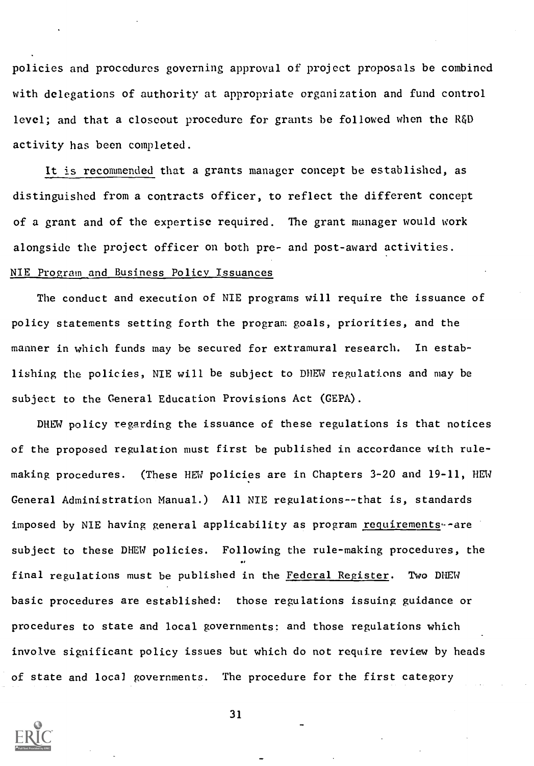policies and procedures governing approval of project proposals be combined with delegations of authority at appropriate organization and fund control level; and that a closeout procedure for grants be followed when the R&D activity has been completed.

<u>It is recommended</u> that a grants manager concept be established, as distinguished from a contracts officer, to reflect the different concept of a grant and of the expertise required. The grant manager would work alongside the project officer on both pre- and post-award activities.

<u>NIE Program and Business Policy Issuances</u>

The conduct and execution of NIE programs will require the issuance of policy statements setting forth the program goals, priorities, and the manner in which funds may be secured for extramural research. In establishing the policies, NIE will be subject to DHEW regulations and may be subject to the General Education Provisions Act (GEPA).

DHEW policy regarding the issuance of these regulations is that notices of the proposed regulation must first be published in accordance with rule-making procedures. (These HEW policies are in Chapters 3-20 and 19-11, HEW General Administration Manual.) All NIE regulations--that is, standards imposed by NIE having general applicability as program <u>requirements</u>--are subject to these DHEW policies. Following the rule-making procedures, the final regulations must be published in the <u>Federal Register</u>. Two DHEW basic procedures are established: those regulations issuing guidance or procedures to state and local governments; and those regulations which involve significant policy issues but which do not require review by heads of state and local governments. The procedure for the first category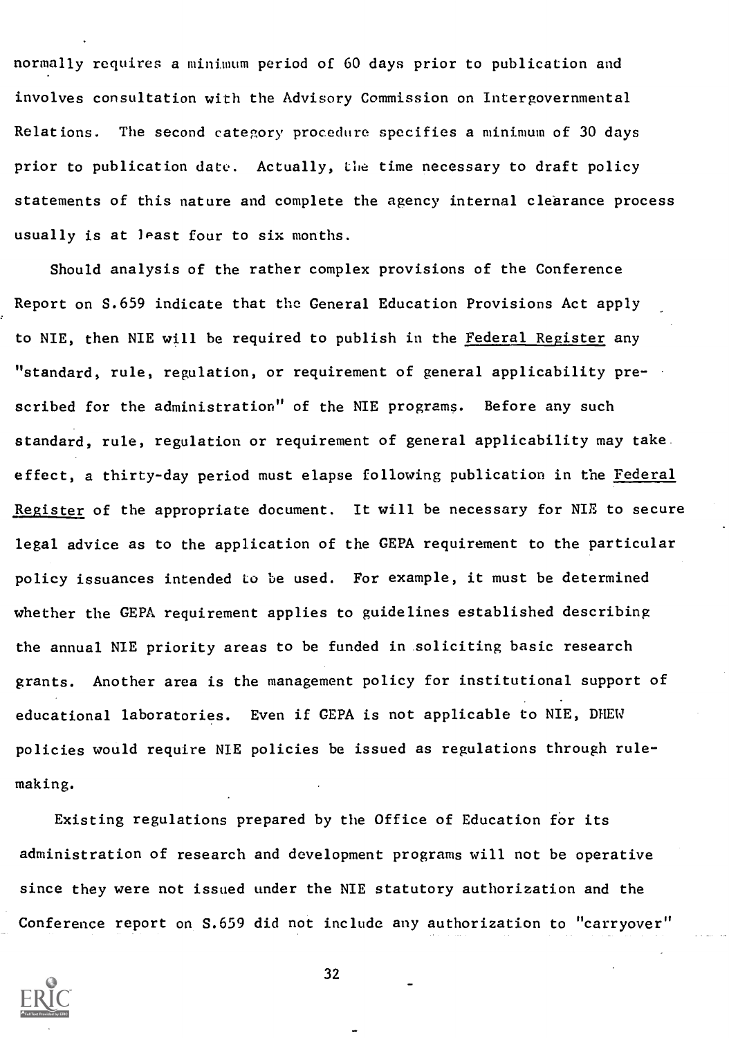normally requires a minimum period of 60 days prior to publication and involves consultation with the Advisory Commission on Intergovernmental Relations. The second category procedure specifies a minimum of 30 days prior to publication date. Actually, the time necessary to draft policy statements of this nature and complete the agency internal clearance process usually is at least four to six months.

Should analysis of the rather complex provisions of the Conference Report on S.659 indicate that the General Education Provisions Act apply to NIE, then NIE will be required to publish in the Federal Register any "standard, rule, regulation, or requirement of general applicability prescribed for the administration" of the NIE programs. Before any such standard, rule, regulation or requirement of general applicability may take effect, a thirty-day period must elapse following publication in the Federal Register of the appropriate document. It will be necessary for NIE to secure legal advice as to the application of the GEPA requirement to the particular policy issuances intended to be used. For example, it must be determined whether the GEPA requirement applies to guidelines established describing the annual NIE priority areas to be funded in soliciting basic research grants. Another area is the management policy for institutional support of educational laboratories. Even if GEPA is not applicable to NIE, DHEW policies would require NIE policies be issued as regulations through rule-making.

Existing regulations prepared by the Office of Education for its administration of research and development programs will not be operative since they were not issued under the NIE statutory authorization and the Conference report on S.659 did not include any authorization to "carryover"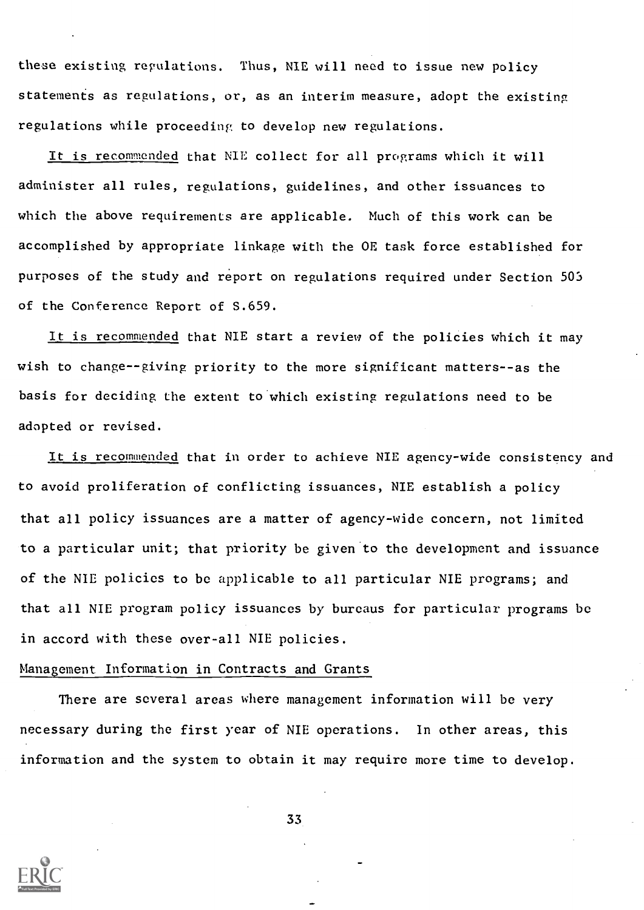these existing regulations. Thus, NIE will need to issue new policy statements as regulations, or, as an interim measure, adopt the existing regulations while proceeding to develop new regulations.

It is recommended that NIE collect for all programs which it will administer all rules, regulations, guidelines, and other issuances to which the above requirements are applicable. Much of this work can be accomplished by appropriate linkage with the OE task force established for purposes of the study and report on regulations required under Section 503 of the Conference Report of S.659.

It is recommended that NIE start a review of the policies which it may wish to change--giving priority to the more significant matters--as the basis for deciding the extent to which existing regulations need to be adopted or revised.

It is recommended that in order to achieve NIE agency-wide consistency and to avoid proliferation of conflicting issuances, NIE establish a policy that all policy issuances are a matter of agency-wide concern, not limited to a particular unit; that priority be given to the development and issuance of the NIE policies to be applicable to all particular NIE programs; and that all NIE program policy issuances by bureaus for particular programs be in accord with these over-all NIE policies.

Management Information in Contracts and Grants

There are several areas where management information will be very necessary during the first year of NIE operations. In other areas, this information and the system to obtain it may require more time to develop.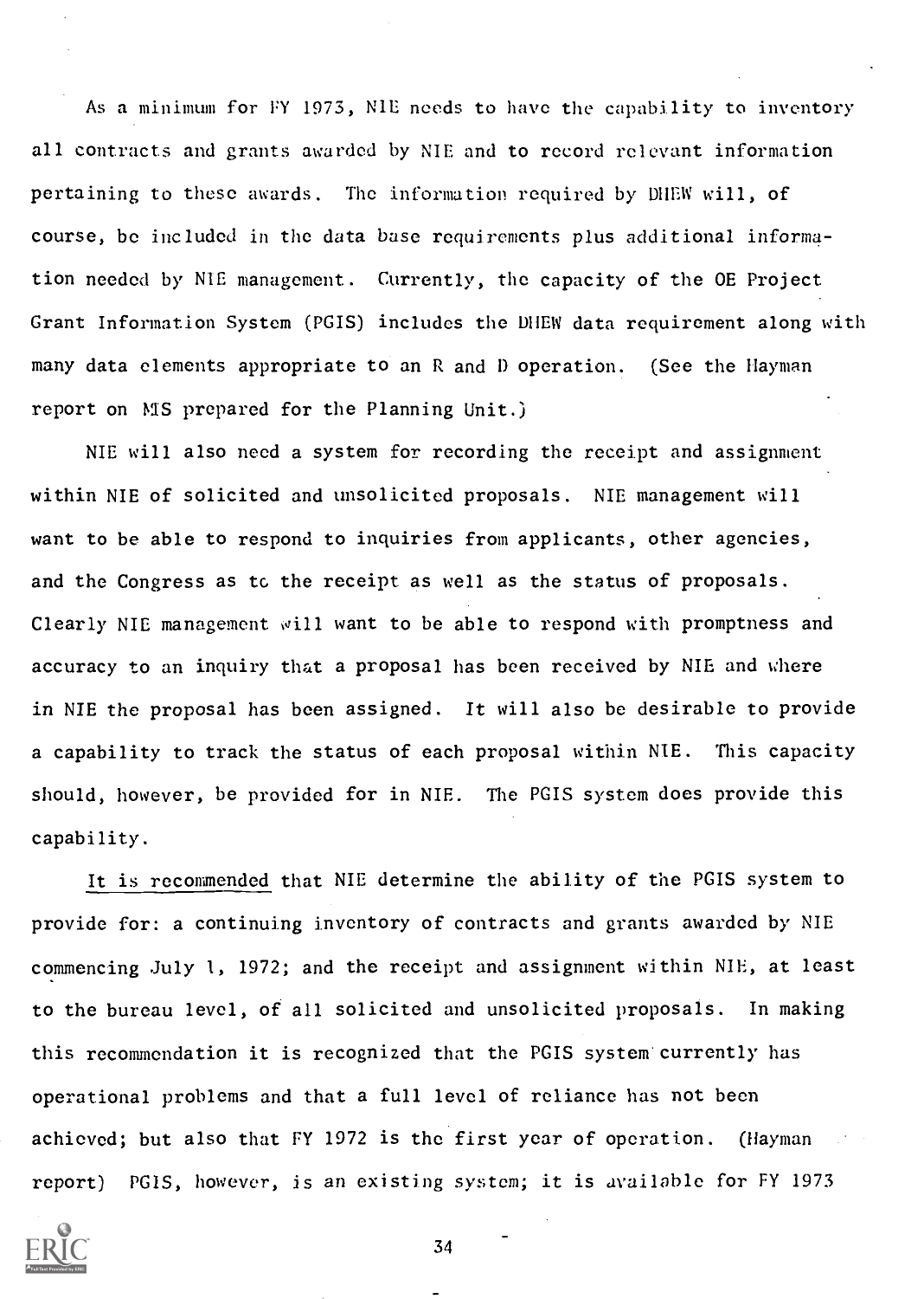As a minimum for FY 1973, NIE needs to have the capability to inventory all contracts and grants awarded by NIE and to record relevant information pertaining to these awards. The information required by DHEW will, of course, be included in the data base requirements plus additional information needed by NIE management. Currently, the capacity of the OE Project Grant Information System (PGIS) includes the DHEW data requirement along with many data elements appropriate to an R and D operation. (See the Hayman report on MIS prepared for the Planning Unit.)

NIE will also need a system for recording the receipt and assignment within NIE of solicited and unsolicited proposals. NIE management will want to be able to respond to inquiries from applicants, other agencies, and the Congress as to the receipt as well as the status of proposals. Clearly NIE management will want to be able to respond with promptness and accuracy to an inquiry that a proposal has been received by NIE and where in NIE the proposal has been assigned. It will also be desirable to provide a capability to track the status of each proposal within NIE. This capacity should, however, be provided for in NIE. The PGIS system does provide this capability.

It is recommended that NIE determine the ability of the PGIS system to provide for: a continuing inventory of contracts and grants awarded by NIE commencing July 1, 1972; and the receipt and assignment within NIE, at least to the bureau level, of all solicited and unsolicited proposals. In making this recommendation it is recognized that the PGIS system currently has operational problems and that a full level of reliance has not been achieved; but also that FY 1972 is the first year of operation. (Hayman report) PGIS, however, is an existing system; it is available for FY 1973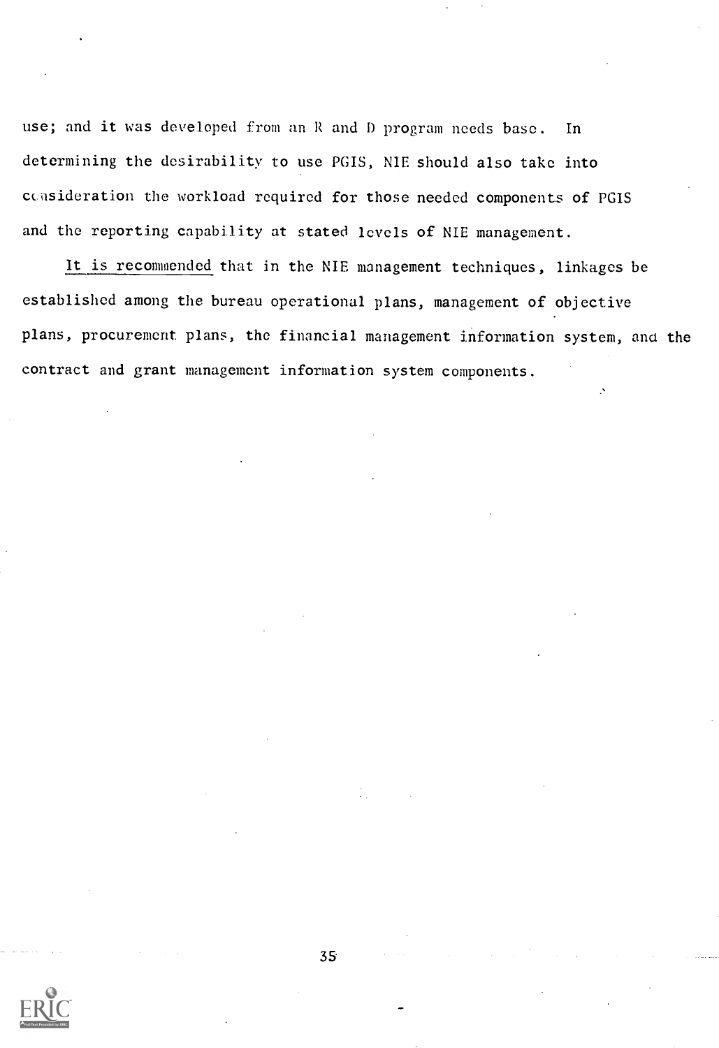use; and it was developed from an R and D program needs base. In determining the desirability to use PGIS, NIE should also take into consideration the workload required for those needed components of PGIS and the reporting capability at stated levels of NIE management.

<u>It is recommended</u> that in the NIE management techniques, linkages be established among the bureau operational plans, management of objective plans, procurement plans, the financial management information system, and the contract and grant management information system components.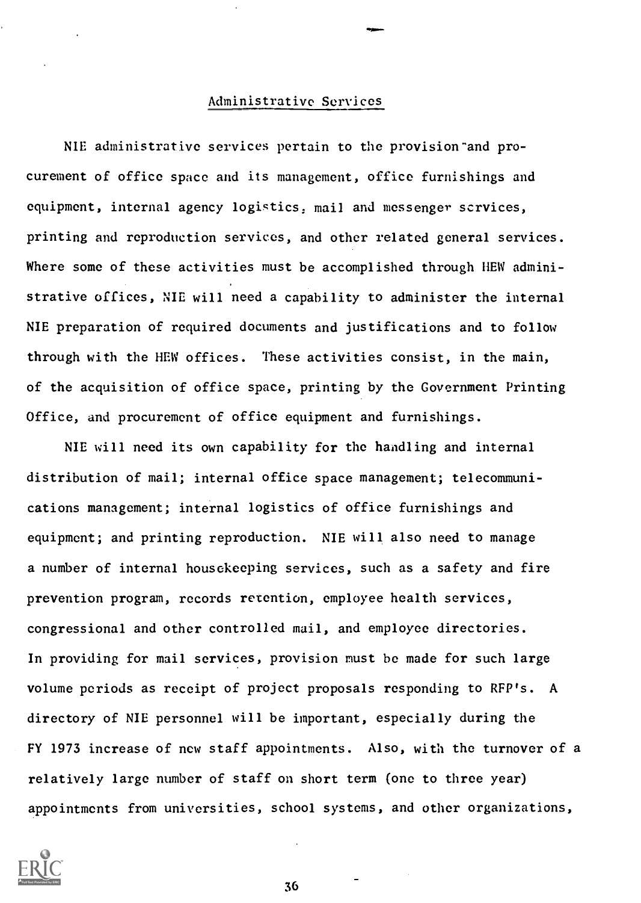## Administrative Services

NIE administrative services pertain to the provision and procurement of office space and its management, office furnishings and equipment, internal agency logistics, mail and messenger services, printing and reproduction services, and other related general services. Where some of these activities must be accomplished through HEW administrative offices, NIE will need a capability to administer the internal NIE preparation of required documents and justifications and to follow through with the HEW offices. These activities consist, in the main, of the acquisition of office space, printing by the Government Printing Office, and procurement of office equipment and furnishings.

NIE will need its own capability for the handling and internal distribution of mail; internal office space management; telecommunications management; internal logistics of office furnishings and equipment; and printing reproduction. NIE will also need to manage a number of internal housekeeping services, such as a safety and fire prevention program, records retention, employee health services, congressional and other controlled mail, and employee directories. In providing for mail services, provision must be made for such large volume periods as receipt of project proposals responding to RFP's. A directory of NIE personnel will be important, especially during the FY 1973 increase of new staff appointments. Also, with the turnover of a relatively large number of staff on short term (one to three year) appointments from universities, school systems, and other organizations,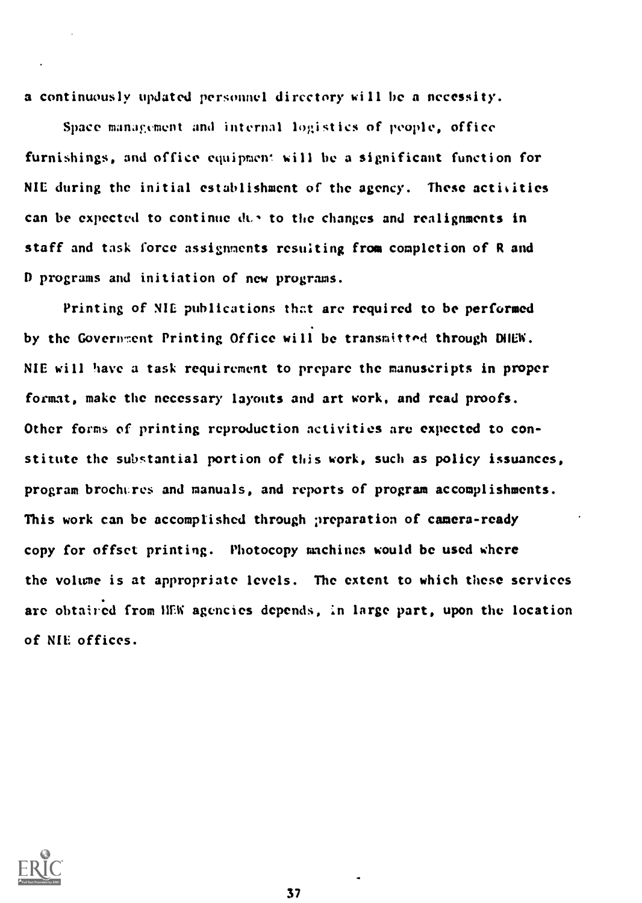a continuously updated personnel directory will be a necessity.

Space management and internal logistics of people, office furnishings, and office equipment will be a significant function for NIE during the initial establishment of the agency. These activities can be expected to continue due to the changes and realignments in staff and task force assignments resulting from completion of R and D programs and initiation of new programs.

Printing of NIE publications that are required to be performed by the Government Printing Office will be transmitted through DHEW. NIE will have a task requirement to prepare the manuscripts in proper format, make the necessary layouts and art work, and read proofs. Other forms of printing reproduction activities are expected to constitute the substantial portion of this work, such as policy issuances, program brochures and manuals, and reports of program accomplishments. This work can be accomplished through preparation of camera-ready copy for offset printing. Photocopy machines would be used where the volume is at appropriate levels. The extent to which these services are obtained from HEW agencies depends, in large part, upon the location of NIE offices.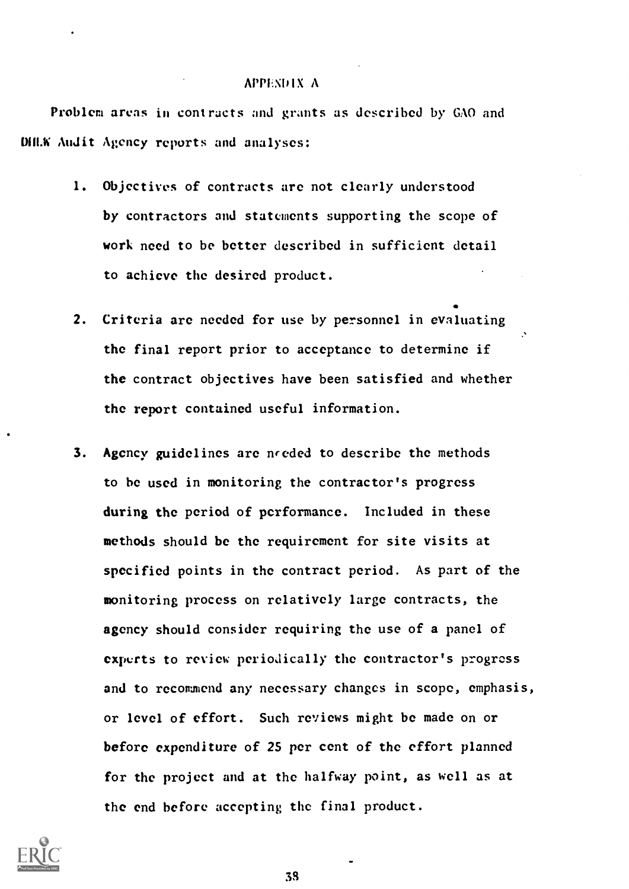## APPENDIX A

Problem areas in contracts and grants as described by GAO and DHEW Audit Agency reports and analyses:

1. Objectives of contracts are not clearly understood by contractors and statements supporting the scope of work need to be better described in sufficient detail to achieve the desired product.

2. Criteria are needed for use by personnel in evaluating the final report prior to acceptance to determine if the contract objectives have been satisfied and whether the report contained useful information.

3. Agency guidelines are needed to describe the methods to be used in monitoring the contractor's progress during the period of performance. Included in these methods should be the requirement for site visits at specified points in the contract period. As part of the monitoring process on relatively large contracts, the agency should consider requiring the use of a panel of experts to review periodically the contractor's progress and to recommend any necessary changes in scope, emphasis, or level of effort. Such reviews might be made on or before expenditure of 25 per cent of the effort planned for the project and at the halfway point, as well as at the end before accepting the final product.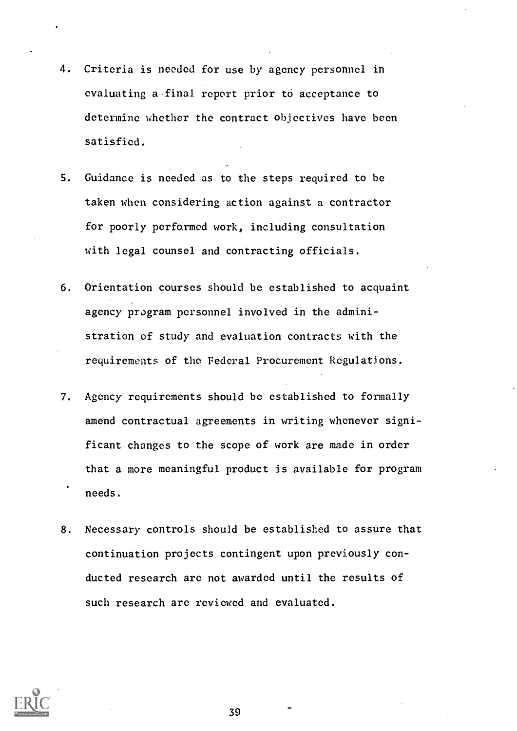4. Criteria is needed for use by agency personnel in evaluating a final report prior to acceptance to determine whether the contract objectives have been satisfied.

5. Guidance is needed as to the steps required to be taken when considering action against a contractor for poorly performed work, including consultation with legal counsel and contracting officials.

6. Orientation courses should be established to acquaint agency program personnel involved in the administration of study and evaluation contracts with the requirements of the Federal Procurement Regulations.

7. Agency requirements should be established to formally amend contractual agreements in writing whenever significant changes to the scope of work are made in order that a more meaningful product is available for program needs.

8. Necessary controls should be established to assure that continuation projects contingent upon previously conducted research are not awarded until the results of such research are reviewed and evaluated.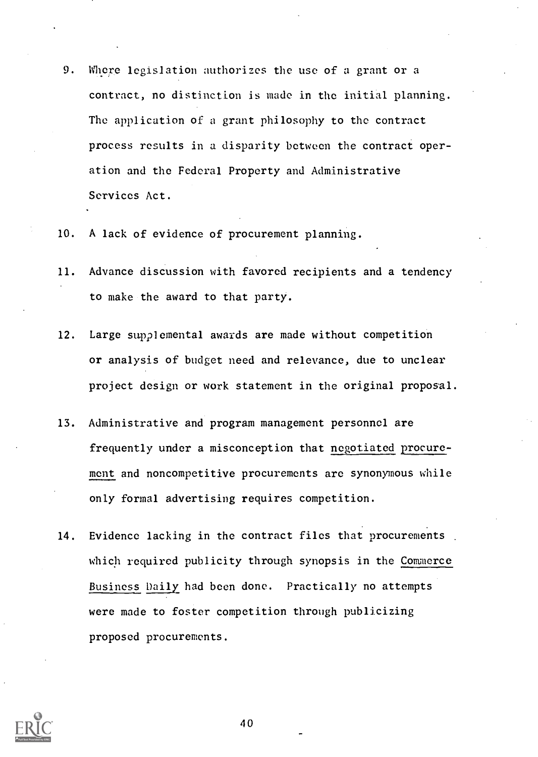9. Where legislation authorizes the use of a grant or a contract, no distinction is made in the initial planning. The application of a grant philosophy to the contract process results in a disparity between the contract operation and the Federal Property and Administrative Services Act.

10. A lack of evidence of procurement planning.

11. Advance discussion with favored recipients and a tendency to make the award to that party.

12. Large supplemental awards are made without competition or analysis of budget need and relevance, due to unclear project design or work statement in the original proposal.

13. Administrative and program management personnel are frequently under a misconception that negotiated procurement and noncompetitive procurements are synonymous while only formal advertising requires competition.

14. Evidence lacking in the contract files that procurements which required publicity through synopsis in the Commerce Business Daily had been done. Practically no attempts were made to foster competition through publicizing proposed procurements.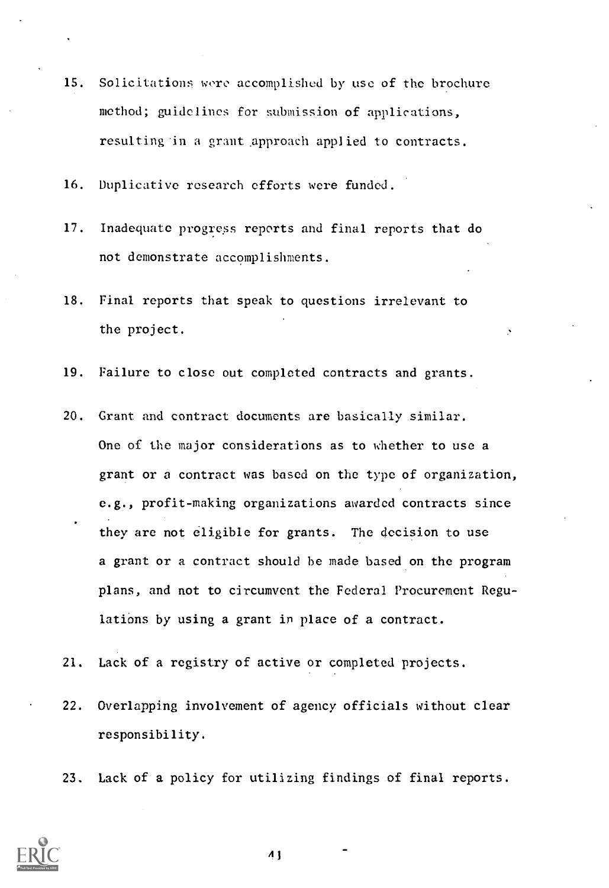15. Solicitations were accomplished by use of the brochure method; guidelines for submission of applications, resulting in a grant approach applied to contracts.

16. Duplicative research efforts were funded.

17. Inadequate progress reports and final reports that do not demonstrate accomplishments.

18. Final reports that speak to questions irrelevant to the project.

19. Failure to close out completed contracts and grants.

20. Grant and contract documents are basically similar. One of the major considerations as to whether to use a grant or a contract was based on the type of organization, e.g., profit-making organizations awarded contracts since they are not eligible for grants. The decision to use a grant or a contract should be made based on the program plans, and not to circumvent the Federal Procurement Regulations by using a grant in place of a contract.

21. Lack of a registry of active or completed projects.

22. Overlapping involvement of agency officials without clear responsibility.

23. Lack of a policy for utilizing findings of final reports.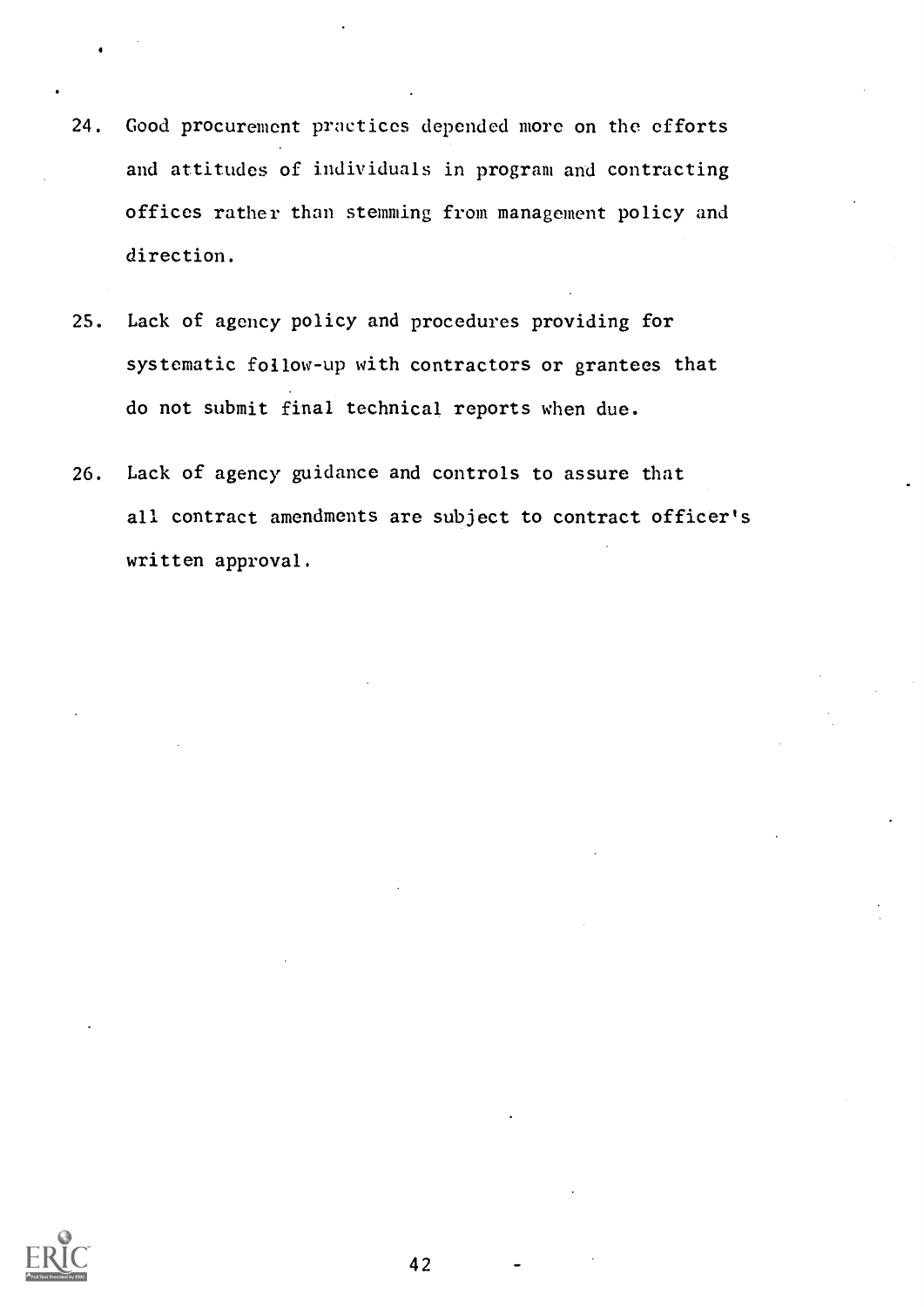24. Good procurement practices depended more on the efforts and attitudes of individuals in program and contracting offices rather than stemming from management policy and direction.

25. Lack of agency policy and procedures providing for systematic follow-up with contractors or grantees that do not submit final technical reports when due.

26. Lack of agency guidance and controls to assure that all contract amendments are subject to contract officer's written approval.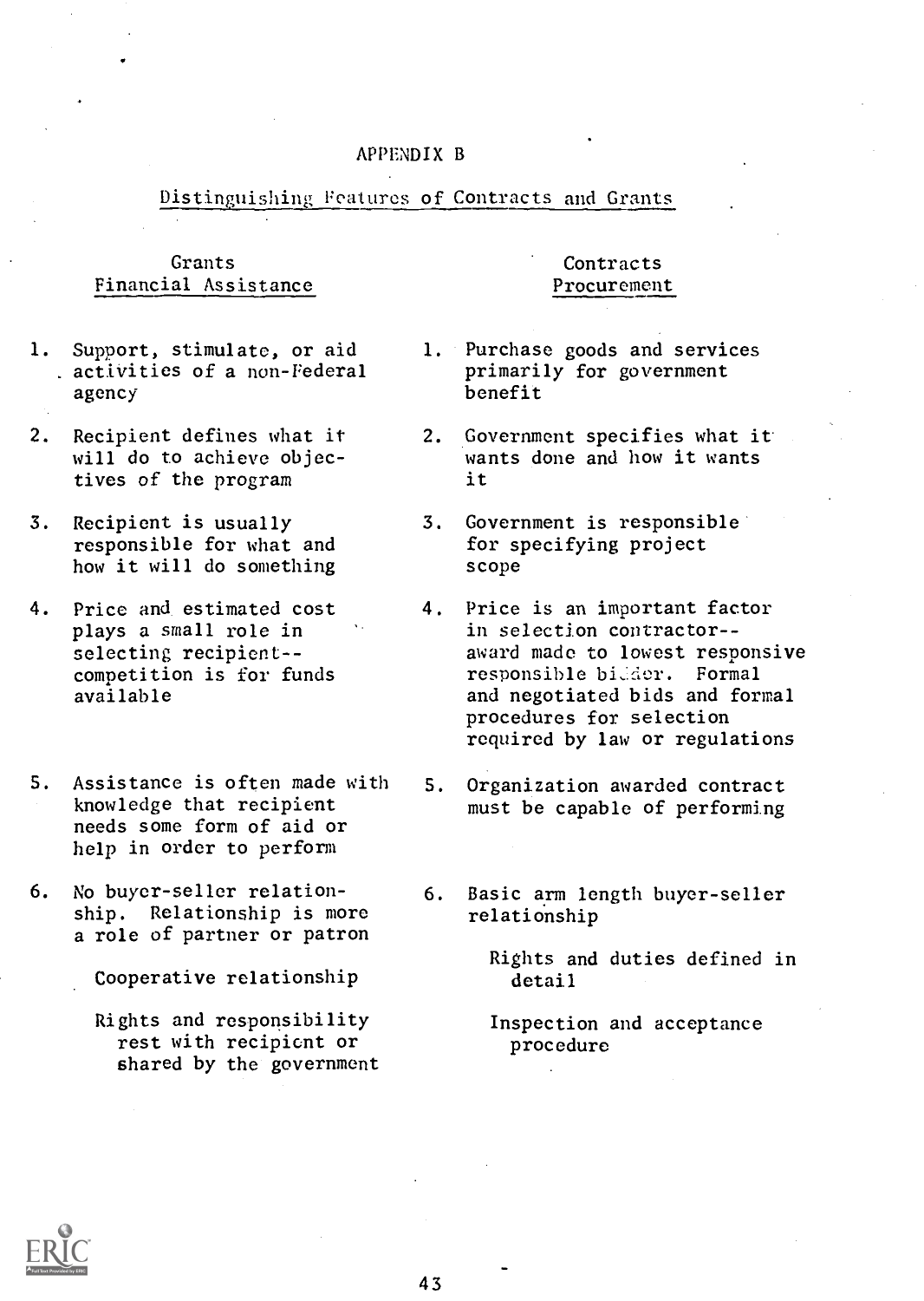# APPENDIX B

## Distinguishing Features of Contracts and Grants

| Grants<br>Financial Assistance | Contracts<br>Procurement |
| --- | --- |
| 1. Support, stimulate, or aid activities of a non-Federal agency | 1. Purchase goods and services primarily for government benefit |
| 2. Recipient defines what it will do to achieve objectives of the program | 2. Government specifies what it wants done and how it wants it |
| 3. Recipient is usually responsible for what and how it will do something | 3. Government is responsible for specifying project scope |
| 4. Price and estimated cost plays a small role in selecting recipient--competition is for funds available | 4. Price is an important factor in selection contractor--award made to lowest responsive responsible bidder. Formal and negotiated bids and formal procedures for selection required by law or regulations |
| 5. Assistance is often made with knowledge that recipient needs some form of aid or help in order to perform | 5. Organization awarded contract must be capable of performing |
| 6. No buyer-seller relationship. Relationship is more a role of partner or patron<br><br>Cooperative relationship<br><br>Rights and responsibility rest with recipient or shared by the government | 6. Basic arm length buyer-seller relationship<br><br>Rights and duties defined in detail<br><br>Inspection and acceptance procedure |